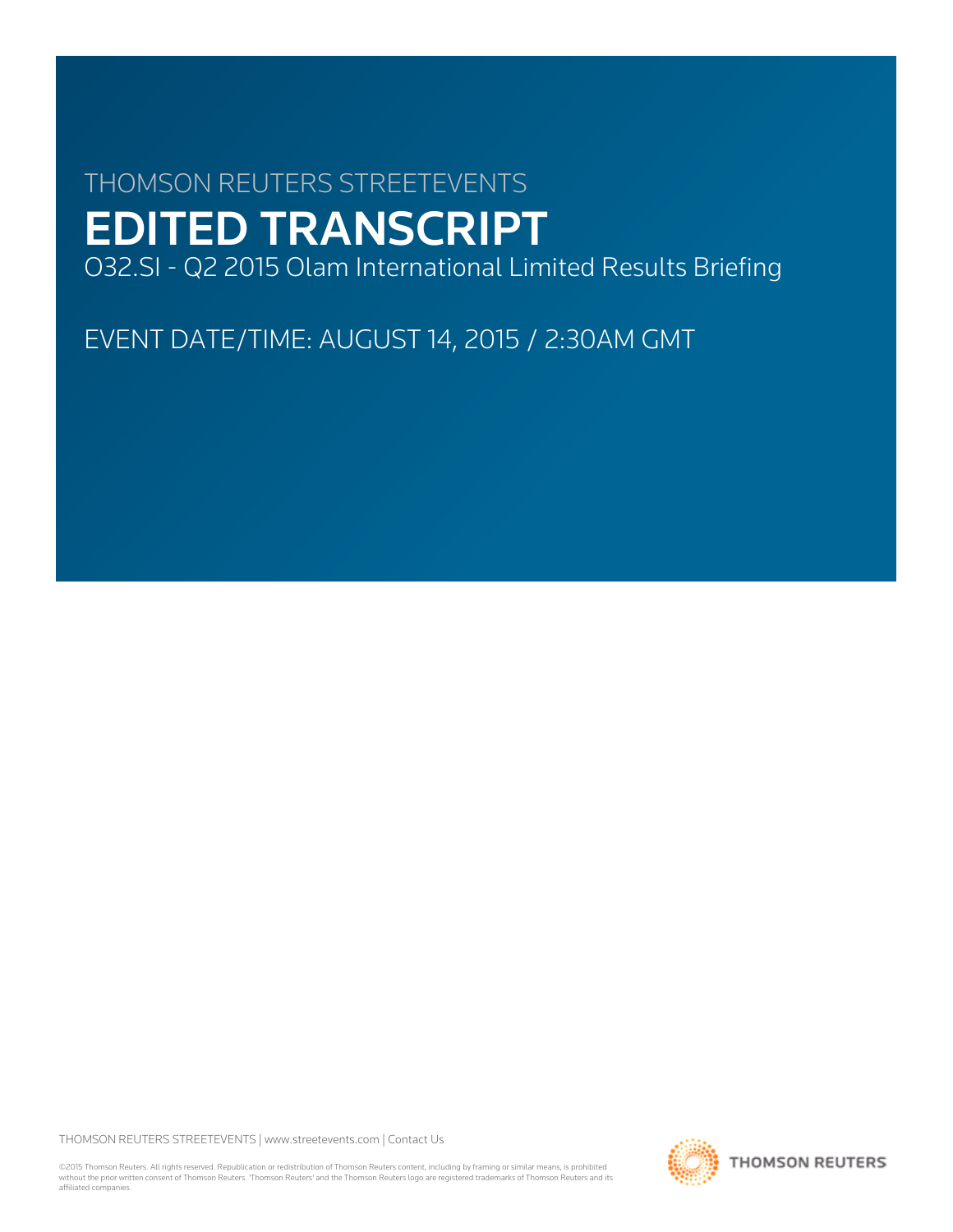THOMSON REUTERS STREETEVENTS

# EDITED TRANSCRIPT

O32.SI - Q2 2015 Olam International Limited Results Briefing

EVENT DATE/TIME: AUGUST 14, 2015 / 2:30AM GMT

THOMSON REUTERS STREETEVENTS | www.streetevents.com | Contact Us

©2015 Thomson Reuters. All rights reserved. Republication or redistribution of Thomson Reuters content, including by framing or similar means, is prohibited without the prior written consent of Thomson Reuters. 'Thomson Reuters' and the Thomson Reuters logo are registered trademarks of Thomson Reuters and its affiliated companies.

THOMSON REUTERS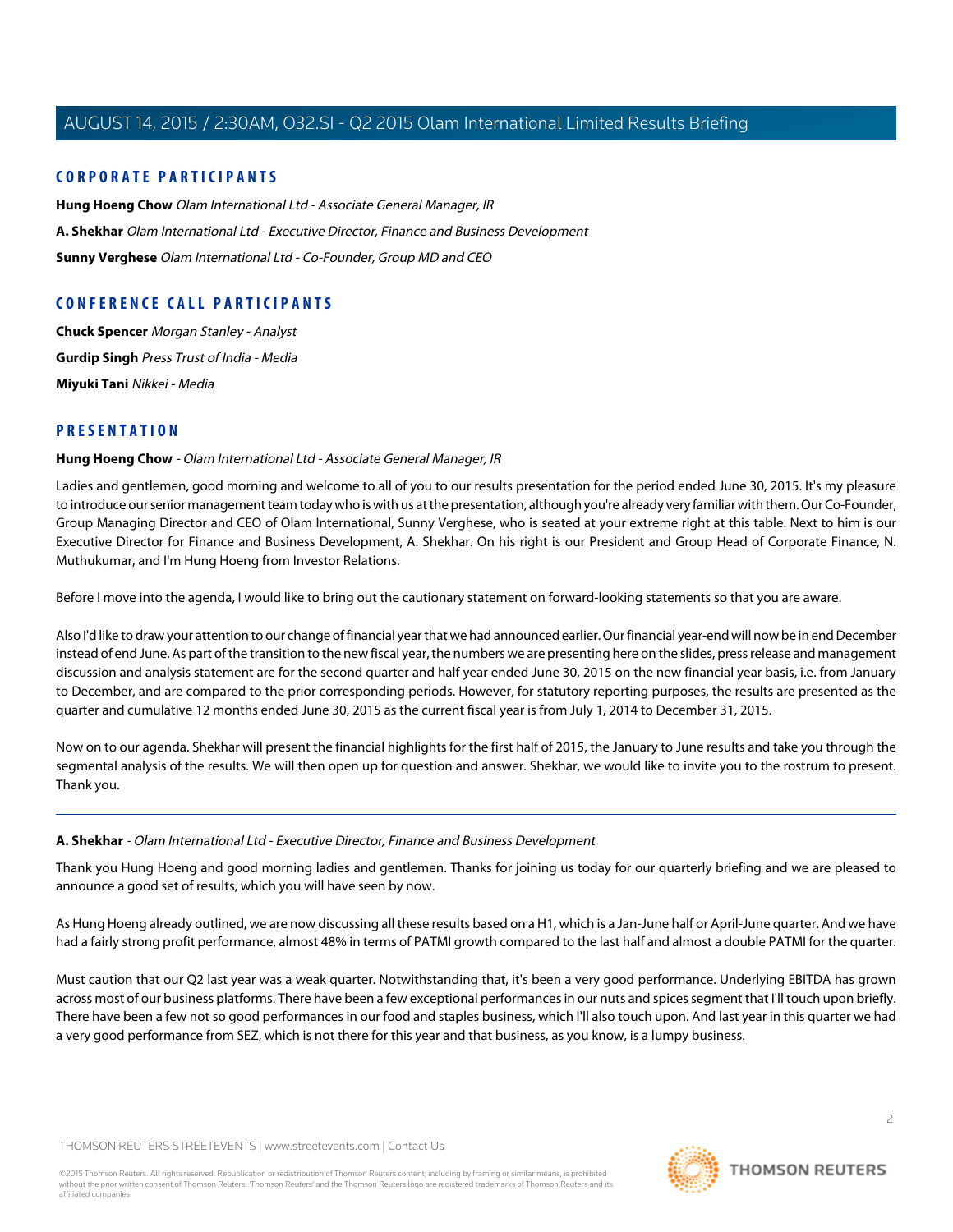## CORPORATE PARTICIPANTS

**Hung Hoeng Chow** *Olam International Ltd - Associate General Manager, IR*

**A. Shekhar** *Olam International Ltd - Executive Director, Finance and Business Development*

**Sunny Verghese** *Olam International Ltd - Co-Founder, Group MD and CEO*

## CONFERENCE CALL PARTICIPANTS

**Chuck Spencer** *Morgan Stanley - Analyst*

**Gurdip Singh** *Press Trust of India - Media*

**Miyuki Tani** *Nikkei - Media*

## PRESENTATION

**Hung Hoeng Chow** - *Olam International Ltd - Associate General Manager, IR*

Ladies and gentlemen, good morning and welcome to all of you to our results presentation for the period ended June 30, 2015. It's my pleasure to introduce our senior management team today who is with us at the presentation, although you're already very familiar with them. Our Co-Founder, Group Managing Director and CEO of Olam International, Sunny Verghese, who is seated at your extreme right at this table. Next to him is our Executive Director for Finance and Business Development, A. Shekhar. On his right is our President and Group Head of Corporate Finance, N. Muthukumar, and I'm Hung Hoeng from Investor Relations.

Before I move into the agenda, I would like to bring out the cautionary statement on forward-looking statements so that you are aware.

Also I'd like to draw your attention to our change of financial year that we had announced earlier. Our financial year-end will now be in end December instead of end June. As part of the transition to the new fiscal year, the numbers we are presenting here on the slides, press release and management discussion and analysis statement are for the second quarter and half year ended June 30, 2015 on the new financial year basis, i.e. from January to December, and are compared to the prior corresponding periods. However, for statutory reporting purposes, the results are presented as the quarter and cumulative 12 months ended June 30, 2015 as the current fiscal year is from July 1, 2014 to December 31, 2015.

Now on to our agenda. Shekhar will present the financial highlights for the first half of 2015, the January to June results and take you through the segmental analysis of the results. We will then open up for question and answer. Shekhar, we would like to invite you to the rostrum to present. Thank you.

---

**A. Shekhar** - *Olam International Ltd - Executive Director, Finance and Business Development*

Thank you Hung Hoeng and good morning ladies and gentlemen. Thanks for joining us today for our quarterly briefing and we are pleased to announce a good set of results, which you will have seen by now.

As Hung Hoeng already outlined, we are now discussing all these results based on a H1, which is a Jan-June half or April-June quarter. And we have had a fairly strong profit performance, almost 48% in terms of PATMI growth compared to the last half and almost a double PATMI for the quarter.

Must caution that our Q2 last year was a weak quarter. Notwithstanding that, it's been a very good performance. Underlying EBITDA has grown across most of our business platforms. There have been a few exceptional performances in our nuts and spices segment that I'll touch upon briefly. There have been a few not so good performances in our food and staples business, which I'll also touch upon. And last year in this quarter we had a very good performance from SEZ, which is not there for this year and that business, as you know, is a lumpy business.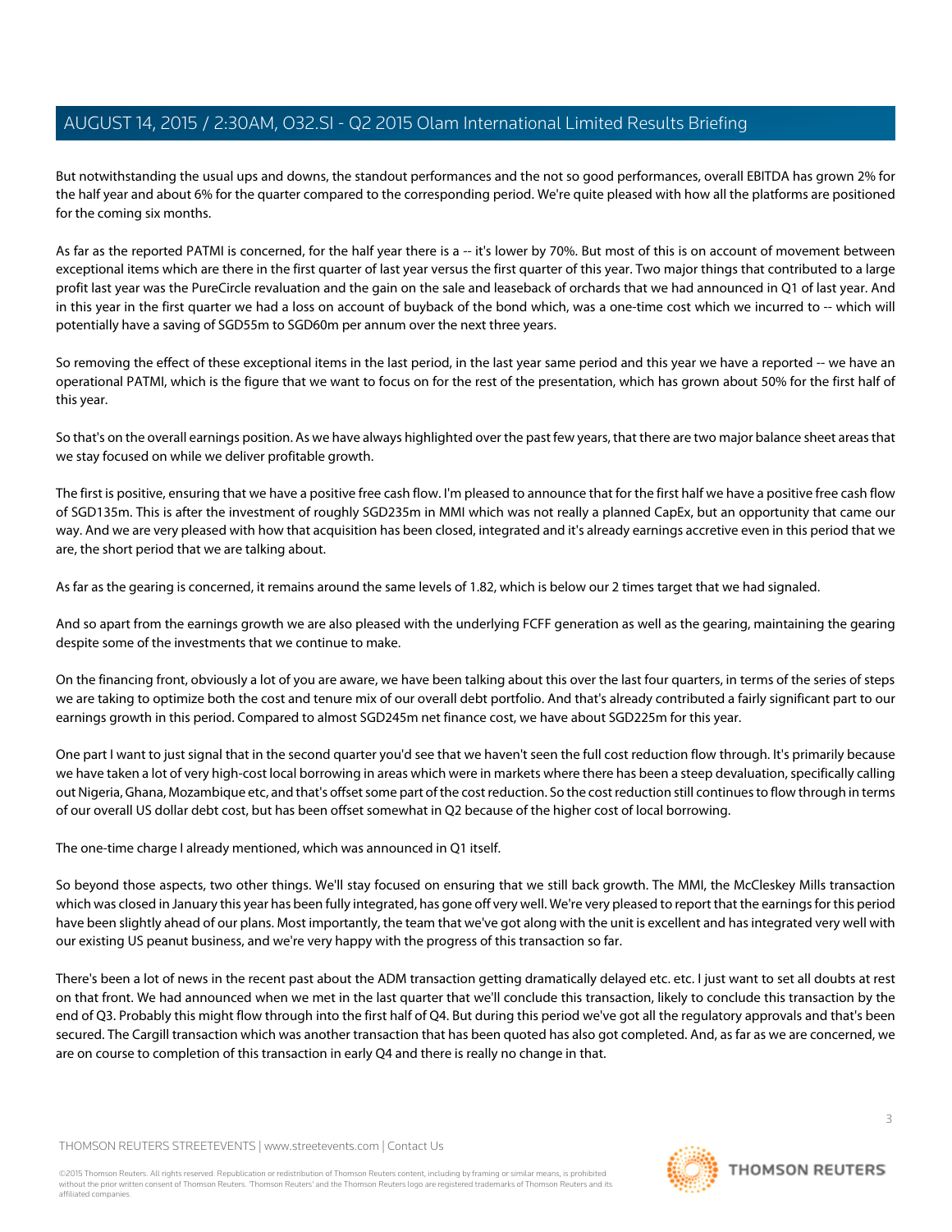But notwithstanding the usual ups and downs, the standout performances and the not so good performances, overall EBITDA has grown 2% for the half year and about 6% for the quarter compared to the corresponding period. We're quite pleased with how all the platforms are positioned for the coming six months.

As far as the reported PATMI is concerned, for the half year there is a -- it's lower by 70%. But most of this is on account of movement between exceptional items which are there in the first quarter of last year versus the first quarter of this year. Two major things that contributed to a large profit last year was the PureCircle revaluation and the gain on the sale and leaseback of orchards that we had announced in Q1 of last year. And in this year in the first quarter we had a loss on account of buyback of the bond which, was a one-time cost which we incurred to -- which will potentially have a saving of SGD55m to SGD60m per annum over the next three years.

So removing the effect of these exceptional items in the last period, in the last year same period and this year we have a reported -- we have an operational PATMI, which is the figure that we want to focus on for the rest of the presentation, which has grown about 50% for the first half of this year.

So that's on the overall earnings position. As we have always highlighted over the past few years, that there are two major balance sheet areas that we stay focused on while we deliver profitable growth.

The first is positive, ensuring that we have a positive free cash flow. I'm pleased to announce that for the first half we have a positive free cash flow of SGD135m. This is after the investment of roughly SGD235m in MMI which was not really a planned CapEx, but an opportunity that came our way. And we are very pleased with how that acquisition has been closed, integrated and it's already earnings accretive even in this period that we are, the short period that we are talking about.

As far as the gearing is concerned, it remains around the same levels of 1.82, which is below our 2 times target that we had signaled.

And so apart from the earnings growth we are also pleased with the underlying FCFF generation as well as the gearing, maintaining the gearing despite some of the investments that we continue to make.

On the financing front, obviously a lot of you are aware, we have been talking about this over the last four quarters, in terms of the series of steps we are taking to optimize both the cost and tenure mix of our overall debt portfolio. And that's already contributed a fairly significant part to our earnings growth in this period. Compared to almost SGD245m net finance cost, we have about SGD225m for this year.

One part I want to just signal that in the second quarter you'd see that we haven't seen the full cost reduction flow through. It's primarily because we have taken a lot of very high-cost local borrowing in areas which were in markets where there has been a steep devaluation, specifically calling out Nigeria, Ghana, Mozambique etc, and that's offset some part of the cost reduction. So the cost reduction still continues to flow through in terms of our overall US dollar debt cost, but has been offset somewhat in Q2 because of the higher cost of local borrowing.

The one-time charge I already mentioned, which was announced in Q1 itself.

So beyond those aspects, two other things. We'll stay focused on ensuring that we still back growth. The MMI, the McCleskey Mills transaction which was closed in January this year has been fully integrated, has gone off very well. We're very pleased to report that the earnings for this period have been slightly ahead of our plans. Most importantly, the team that we've got along with the unit is excellent and has integrated very well with our existing US peanut business, and we're very happy with the progress of this transaction so far.

There's been a lot of news in the recent past about the ADM transaction getting dramatically delayed etc. etc. I just want to set all doubts at rest on that front. We had announced when we met in the last quarter that we'll conclude this transaction, likely to conclude this transaction by the end of Q3. Probably this might flow through into the first half of Q4. But during this period we've got all the regulatory approvals and that's been secured. The Cargill transaction which was another transaction that has been quoted has also got completed. And, as far as we are concerned, we are on course to completion of this transaction in early Q4 and there is really no change in that.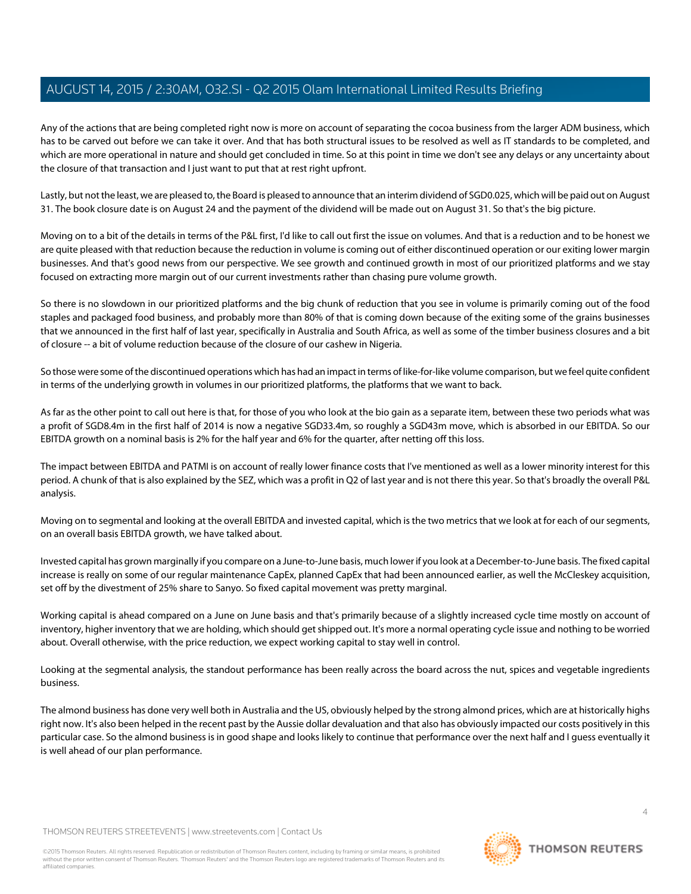Any of the actions that are being completed right now is more on account of separating the cocoa business from the larger ADM business, which has to be carved out before we can take it over. And that has both structural issues to be resolved as well as IT standards to be completed, and which are more operational in nature and should get concluded in time. So at this point in time we don't see any delays or any uncertainty about the closure of that transaction and I just want to put that at rest right upfront.

Lastly, but not the least, we are pleased to, the Board is pleased to announce that an interim dividend of SGD0.025, which will be paid out on August 31. The book closure date is on August 24 and the payment of the dividend will be made out on August 31. So that's the big picture.

Moving on to a bit of the details in terms of the P&L first, I'd like to call out first the issue on volumes. And that is a reduction and to be honest we are quite pleased with that reduction because the reduction in volume is coming out of either discontinued operation or our exiting lower margin businesses. And that's good news from our perspective. We see growth and continued growth in most of our prioritized platforms and we stay focused on extracting more margin out of our current investments rather than chasing pure volume growth.

So there is no slowdown in our prioritized platforms and the big chunk of reduction that you see in volume is primarily coming out of the food staples and packaged food business, and probably more than 80% of that is coming down because of the exiting some of the grains businesses that we announced in the first half of last year, specifically in Australia and South Africa, as well as some of the timber business closures and a bit of closure -- a bit of volume reduction because of the closure of our cashew in Nigeria.

So those were some of the discontinued operations which has had an impact in terms of like-for-like volume comparison, but we feel quite confident in terms of the underlying growth in volumes in our prioritized platforms, the platforms that we want to back.

As far as the other point to call out here is that, for those of you who look at the bio gain as a separate item, between these two periods what was a profit of SGD8.4m in the first half of 2014 is now a negative SGD33.4m, so roughly a SGD43m move, which is absorbed in our EBITDA. So our EBITDA growth on a nominal basis is 2% for the half year and 6% for the quarter, after netting off this loss.

The impact between EBITDA and PATMI is on account of really lower finance costs that I've mentioned as well as a lower minority interest for this period. A chunk of that is also explained by the SEZ, which was a profit in Q2 of last year and is not there this year. So that's broadly the overall P&L analysis.

Moving on to segmental and looking at the overall EBITDA and invested capital, which is the two metrics that we look at for each of our segments, on an overall basis EBITDA growth, we have talked about.

Invested capital has grown marginally if you compare on a June-to-June basis, much lower if you look at a December-to-June basis. The fixed capital increase is really on some of our regular maintenance CapEx, planned CapEx that had been announced earlier, as well the McCleskey acquisition, set off by the divestment of 25% share to Sanyo. So fixed capital movement was pretty marginal.

Working capital is ahead compared on a June on June basis and that's primarily because of a slightly increased cycle time mostly on account of inventory, higher inventory that we are holding, which should get shipped out. It's more a normal operating cycle issue and nothing to be worried about. Overall otherwise, with the price reduction, we expect working capital to stay well in control.

Looking at the segmental analysis, the standout performance has been really across the board across the nut, spices and vegetable ingredients business.

The almond business has done very well both in Australia and the US, obviously helped by the strong almond prices, which are at historically highs right now. It's also been helped in the recent past by the Aussie dollar devaluation and that also has obviously impacted our costs positively in this particular case. So the almond business is in good shape and looks likely to continue that performance over the next half and I guess eventually it is well ahead of our plan performance.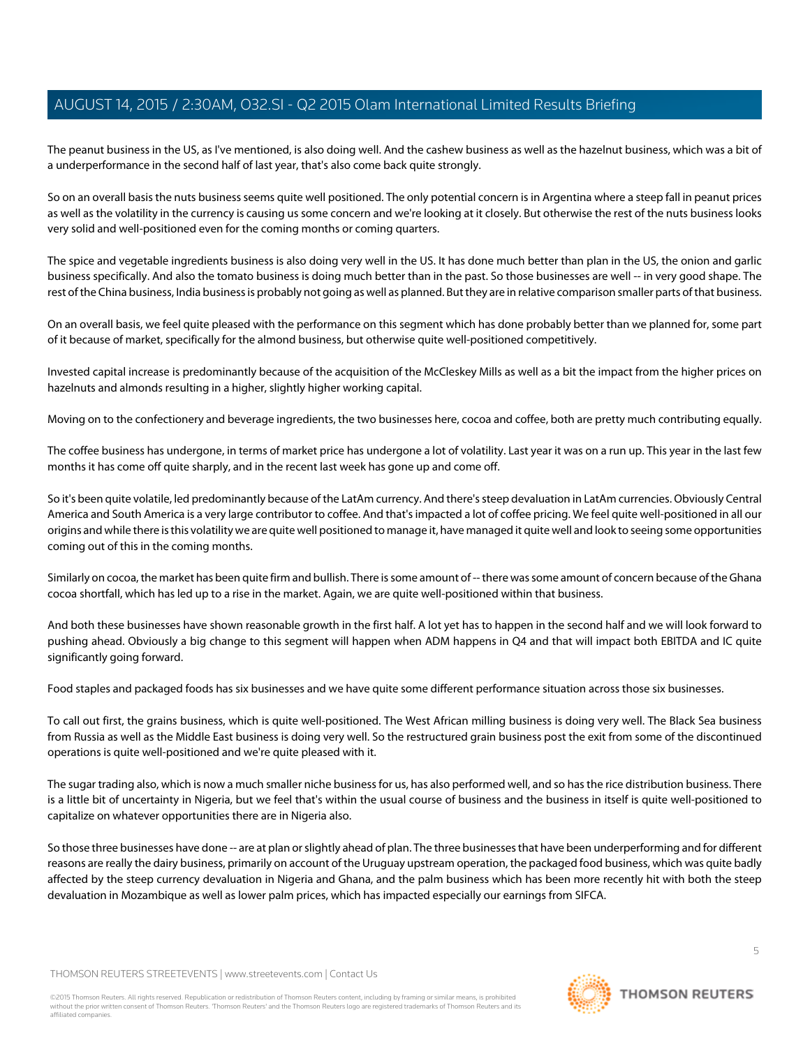The peanut business in the US, as I've mentioned, is also doing well. And the cashew business as well as the hazelnut business, which was a bit of a underperformance in the second half of last year, that's also come back quite strongly.

So on an overall basis the nuts business seems quite well positioned. The only potential concern is in Argentina where a steep fall in peanut prices as well as the volatility in the currency is causing us some concern and we're looking at it closely. But otherwise the rest of the nuts business looks very solid and well-positioned even for the coming months or coming quarters.

The spice and vegetable ingredients business is also doing very well in the US. It has done much better than plan in the US, the onion and garlic business specifically. And also the tomato business is doing much better than in the past. So those businesses are well -- in very good shape. The rest of the China business, India business is probably not going as well as planned. But they are in relative comparison smaller parts of that business.

On an overall basis, we feel quite pleased with the performance on this segment which has done probably better than we planned for, some part of it because of market, specifically for the almond business, but otherwise quite well-positioned competitively.

Invested capital increase is predominantly because of the acquisition of the McCleskey Mills as well as a bit the impact from the higher prices on hazelnuts and almonds resulting in a higher, slightly higher working capital.

Moving on to the confectionery and beverage ingredients, the two businesses here, cocoa and coffee, both are pretty much contributing equally.

The coffee business has undergone, in terms of market price has undergone a lot of volatility. Last year it was on a run up. This year in the last few months it has come off quite sharply, and in the recent last week has gone up and come off.

So it's been quite volatile, led predominantly because of the LatAm currency. And there's steep devaluation in LatAm currencies. Obviously Central America and South America is a very large contributor to coffee. And that's impacted a lot of coffee pricing. We feel quite well-positioned in all our origins and while there is this volatility we are quite well positioned to manage it, have managed it quite well and look to seeing some opportunities coming out of this in the coming months.

Similarly on cocoa, the market has been quite firm and bullish. There is some amount of -- there was some amount of concern because of the Ghana cocoa shortfall, which has led up to a rise in the market. Again, we are quite well-positioned within that business.

And both these businesses have shown reasonable growth in the first half. A lot yet has to happen in the second half and we will look forward to pushing ahead. Obviously a big change to this segment will happen when ADM happens in Q4 and that will impact both EBITDA and IC quite significantly going forward.

Food staples and packaged foods has six businesses and we have quite some different performance situation across those six businesses.

To call out first, the grains business, which is quite well-positioned. The West African milling business is doing very well. The Black Sea business from Russia as well as the Middle East business is doing very well. So the restructured grain business post the exit from some of the discontinued operations is quite well-positioned and we're quite pleased with it.

The sugar trading also, which is now a much smaller niche business for us, has also performed well, and so has the rice distribution business. There is a little bit of uncertainty in Nigeria, but we feel that's within the usual course of business and the business in itself is quite well-positioned to capitalize on whatever opportunities there are in Nigeria also.

So those three businesses have done -- are at plan or slightly ahead of plan. The three businesses that have been underperforming and for different reasons are really the dairy business, primarily on account of the Uruguay upstream operation, the packaged food business, which was quite badly affected by the steep currency devaluation in Nigeria and Ghana, and the palm business which has been more recently hit with both the steep devaluation in Mozambique as well as lower palm prices, which has impacted especially our earnings from SIFCA.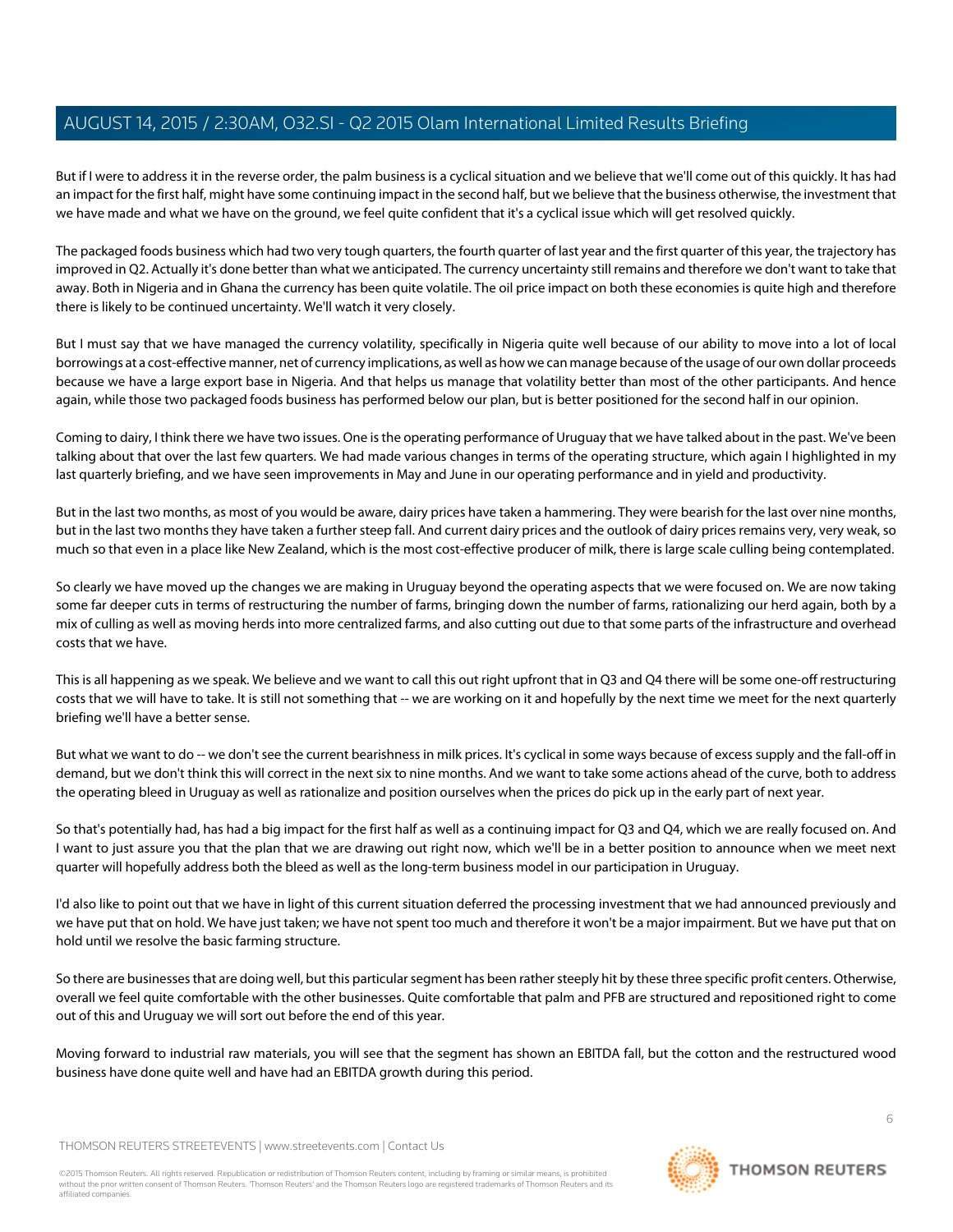But if I were to address it in the reverse order, the palm business is a cyclical situation and we believe that we'll come out of this quickly. It has had an impact for the first half, might have some continuing impact in the second half, but we believe that the business otherwise, the investment that we have made and what we have on the ground, we feel quite confident that it's a cyclical issue which will get resolved quickly.

The packaged foods business which had two very tough quarters, the fourth quarter of last year and the first quarter of this year, the trajectory has improved in Q2. Actually it's done better than what we anticipated. The currency uncertainty still remains and therefore we don't want to take that away. Both in Nigeria and in Ghana the currency has been quite volatile. The oil price impact on both these economies is quite high and therefore there is likely to be continued uncertainty. We'll watch it very closely.

But I must say that we have managed the currency volatility, specifically in Nigeria quite well because of our ability to move into a lot of local borrowings at a cost-effective manner, net of currency implications, as well as how we can manage because of the usage of our own dollar proceeds because we have a large export base in Nigeria. And that helps us manage that volatility better than most of the other participants. And hence again, while those two packaged foods business has performed below our plan, but is better positioned for the second half in our opinion.

Coming to dairy, I think there we have two issues. One is the operating performance of Uruguay that we have talked about in the past. We've been talking about that over the last few quarters. We had made various changes in terms of the operating structure, which again I highlighted in my last quarterly briefing, and we have seen improvements in May and June in our operating performance and in yield and productivity.

But in the last two months, as most of you would be aware, dairy prices have taken a hammering. They were bearish for the last over nine months, but in the last two months they have taken a further steep fall. And current dairy prices and the outlook of dairy prices remains very, very weak, so much so that even in a place like New Zealand, which is the most cost-effective producer of milk, there is large scale culling being contemplated.

So clearly we have moved up the changes we are making in Uruguay beyond the operating aspects that we were focused on. We are now taking some far deeper cuts in terms of restructuring the number of farms, bringing down the number of farms, rationalizing our herd again, both by a mix of culling as well as moving herds into more centralized farms, and also cutting out due to that some parts of the infrastructure and overhead costs that we have.

This is all happening as we speak. We believe and we want to call this out right upfront that in Q3 and Q4 there will be some one-off restructuring costs that we will have to take. It is still not something that -- we are working on it and hopefully by the next time we meet for the next quarterly briefing we'll have a better sense.

But what we want to do -- we don't see the current bearishness in milk prices. It's cyclical in some ways because of excess supply and the fall-off in demand, but we don't think this will correct in the next six to nine months. And we want to take some actions ahead of the curve, both to address the operating bleed in Uruguay as well as rationalize and position ourselves when the prices do pick up in the early part of next year.

So that's potentially had, has had a big impact for the first half as well as a continuing impact for Q3 and Q4, which we are really focused on. And I want to just assure you that the plan that we are drawing out right now, which we'll be in a better position to announce when we meet next quarter will hopefully address both the bleed as well as the long-term business model in our participation in Uruguay.

I'd also like to point out that we have in light of this current situation deferred the processing investment that we had announced previously and we have put that on hold. We have just taken; we have not spent too much and therefore it won't be a major impairment. But we have put that on hold until we resolve the basic farming structure.

So there are businesses that are doing well, but this particular segment has been rather steeply hit by these three specific profit centers. Otherwise, overall we feel quite comfortable with the other businesses. Quite comfortable that palm and PFB are structured and repositioned right to come out of this and Uruguay we will sort out before the end of this year.

Moving forward to industrial raw materials, you will see that the segment has shown an EBITDA fall, but the cotton and the restructured wood business have done quite well and have had an EBITDA growth during this period.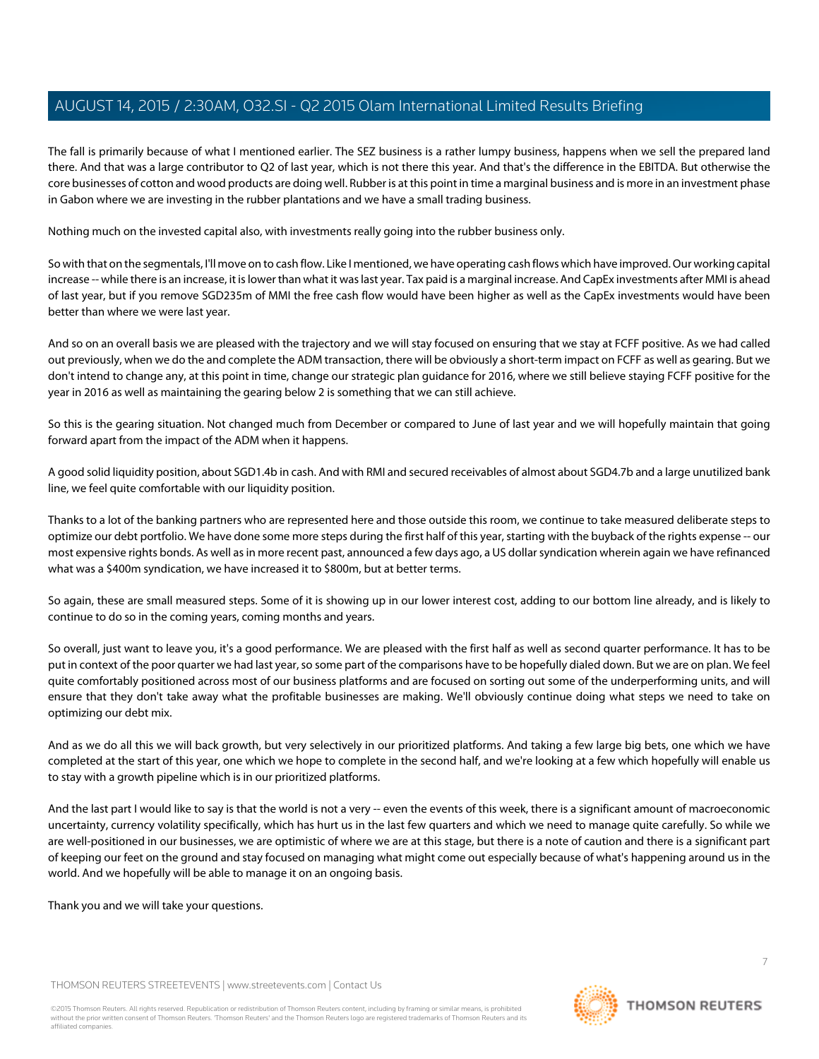The fall is primarily because of what I mentioned earlier. The SEZ business is a rather lumpy business, happens when we sell the prepared land there. And that was a large contributor to Q2 of last year, which is not there this year. And that's the difference in the EBITDA. But otherwise the core businesses of cotton and wood products are doing well. Rubber is at this point in time a marginal business and is more in an investment phase in Gabon where we are investing in the rubber plantations and we have a small trading business.

Nothing much on the invested capital also, with investments really going into the rubber business only.

So with that on the segmentals, I'll move on to cash flow. Like I mentioned, we have operating cash flows which have improved. Our working capital increase -- while there is an increase, it is lower than what it was last year. Tax paid is a marginal increase. And CapEx investments after MMI is ahead of last year, but if you remove SGD235m of MMI the free cash flow would have been higher as well as the CapEx investments would have been better than where we were last year.

And so on an overall basis we are pleased with the trajectory and we will stay focused on ensuring that we stay at FCFF positive. As we had called out previously, when we do the and complete the ADM transaction, there will be obviously a short-term impact on FCFF as well as gearing. But we don't intend to change any, at this point in time, change our strategic plan guidance for 2016, where we still believe staying FCFF positive for the year in 2016 as well as maintaining the gearing below 2 is something that we can still achieve.

So this is the gearing situation. Not changed much from December or compared to June of last year and we will hopefully maintain that going forward apart from the impact of the ADM when it happens.

A good solid liquidity position, about SGD1.4b in cash. And with RMI and secured receivables of almost about SGD4.7b and a large unutilized bank line, we feel quite comfortable with our liquidity position.

Thanks to a lot of the banking partners who are represented here and those outside this room, we continue to take measured deliberate steps to optimize our debt portfolio. We have done some more steps during the first half of this year, starting with the buyback of the rights expense -- our most expensive rights bonds. As well as in more recent past, announced a few days ago, a US dollar syndication wherein again we have refinanced what was a $400m syndication, we have increased it to $800m, but at better terms.

So again, these are small measured steps. Some of it is showing up in our lower interest cost, adding to our bottom line already, and is likely to continue to do so in the coming years, coming months and years.

So overall, just want to leave you, it's a good performance. We are pleased with the first half as well as second quarter performance. It has to be put in context of the poor quarter we had last year, so some part of the comparisons have to be hopefully dialed down. But we are on plan. We feel quite comfortably positioned across most of our business platforms and are focused on sorting out some of the underperforming units, and will ensure that they don't take away what the profitable businesses are making. We'll obviously continue doing what steps we need to take on optimizing our debt mix.

And as we do all this we will back growth, but very selectively in our prioritized platforms. And taking a few large big bets, one which we have completed at the start of this year, one which we hope to complete in the second half, and we're looking at a few which hopefully will enable us to stay with a growth pipeline which is in our prioritized platforms.

And the last part I would like to say is that the world is not a very -- even the events of this week, there is a significant amount of macroeconomic uncertainty, currency volatility specifically, which has hurt us in the last few quarters and which we need to manage quite carefully. So while we are well-positioned in our businesses, we are optimistic of where we are at this stage, but there is a note of caution and there is a significant part of keeping our feet on the ground and stay focused on managing what might come out especially because of what's happening around us in the world. And we hopefully will be able to manage it on an ongoing basis.

Thank you and we will take your questions.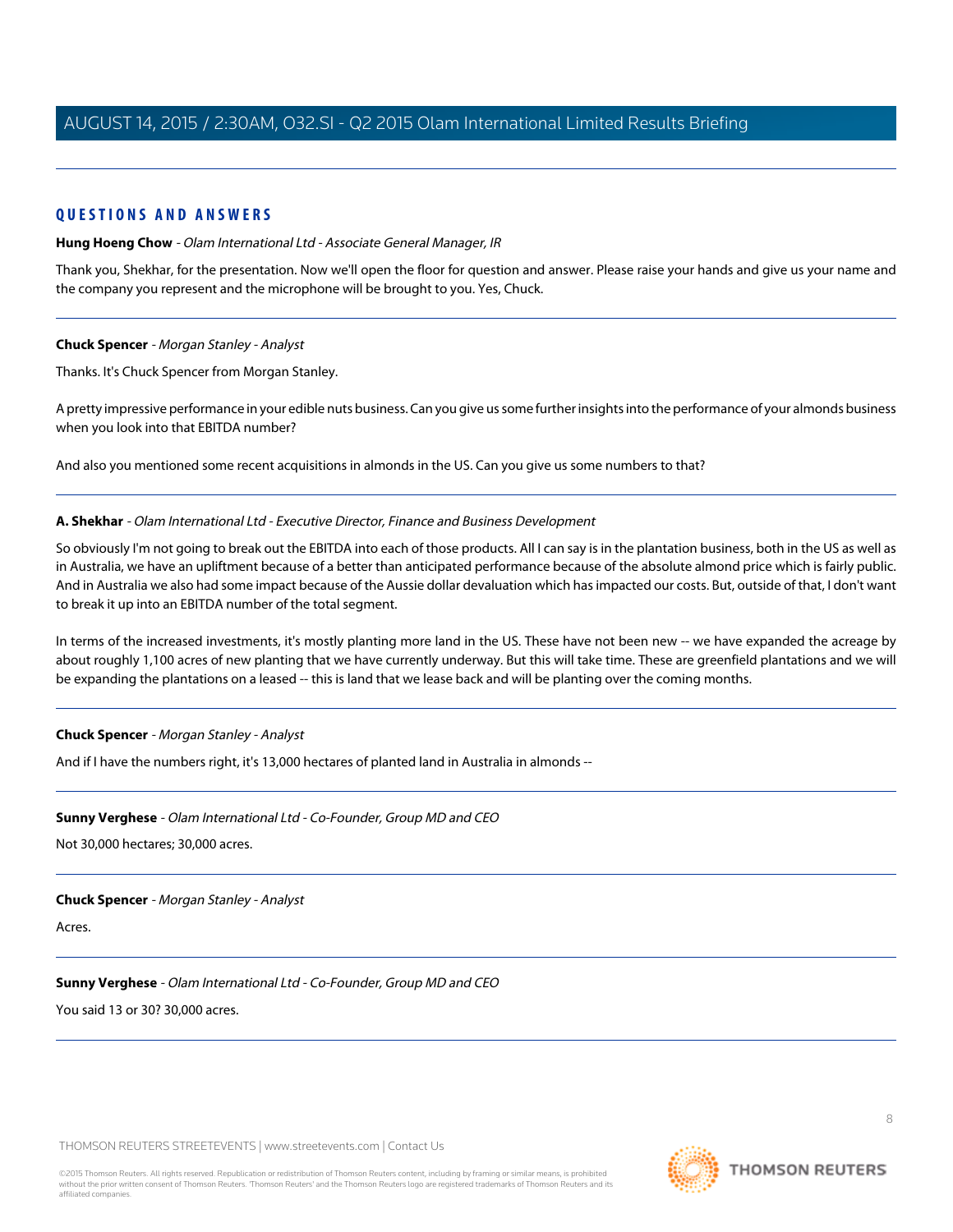## QUESTIONS AND ANSWERS

**Hung Hoeng Chow** - *Olam International Ltd - Associate General Manager, IR*

Thank you, Shekhar, for the presentation. Now we'll open the floor for question and answer. Please raise your hands and give us your name and the company you represent and the microphone will be brought to you. Yes, Chuck.

---

**Chuck Spencer** - *Morgan Stanley - Analyst*

Thanks. It's Chuck Spencer from Morgan Stanley.

A pretty impressive performance in your edible nuts business. Can you give us some further insights into the performance of your almonds business when you look into that EBITDA number?

And also you mentioned some recent acquisitions in almonds in the US. Can you give us some numbers to that?

---

**A. Shekhar** - *Olam International Ltd - Executive Director, Finance and Business Development*

So obviously I'm not going to break out the EBITDA into each of those products. All I can say is in the plantation business, both in the US as well as in Australia, we have an upliftment because of a better than anticipated performance because of the absolute almond price which is fairly public. And in Australia we also had some impact because of the Aussie dollar devaluation which has impacted our costs. But, outside of that, I don't want to break it up into an EBITDA number of the total segment.

In terms of the increased investments, it's mostly planting more land in the US. These have not been new -- we have expanded the acreage by about roughly 1,100 acres of new planting that we have currently underway. But this will take time. These are greenfield plantations and we will be expanding the plantations on a leased -- this is land that we lease back and will be planting over the coming months.

---

**Chuck Spencer** - *Morgan Stanley - Analyst*

And if I have the numbers right, it's 13,000 hectares of planted land in Australia in almonds --

---

**Sunny Verghese** - *Olam International Ltd - Co-Founder, Group MD and CEO*

Not 30,000 hectares; 30,000 acres.

---

**Chuck Spencer** - *Morgan Stanley - Analyst*

Acres.

---

**Sunny Verghese** - *Olam International Ltd - Co-Founder, Group MD and CEO*

You said 13 or 30? 30,000 acres.

---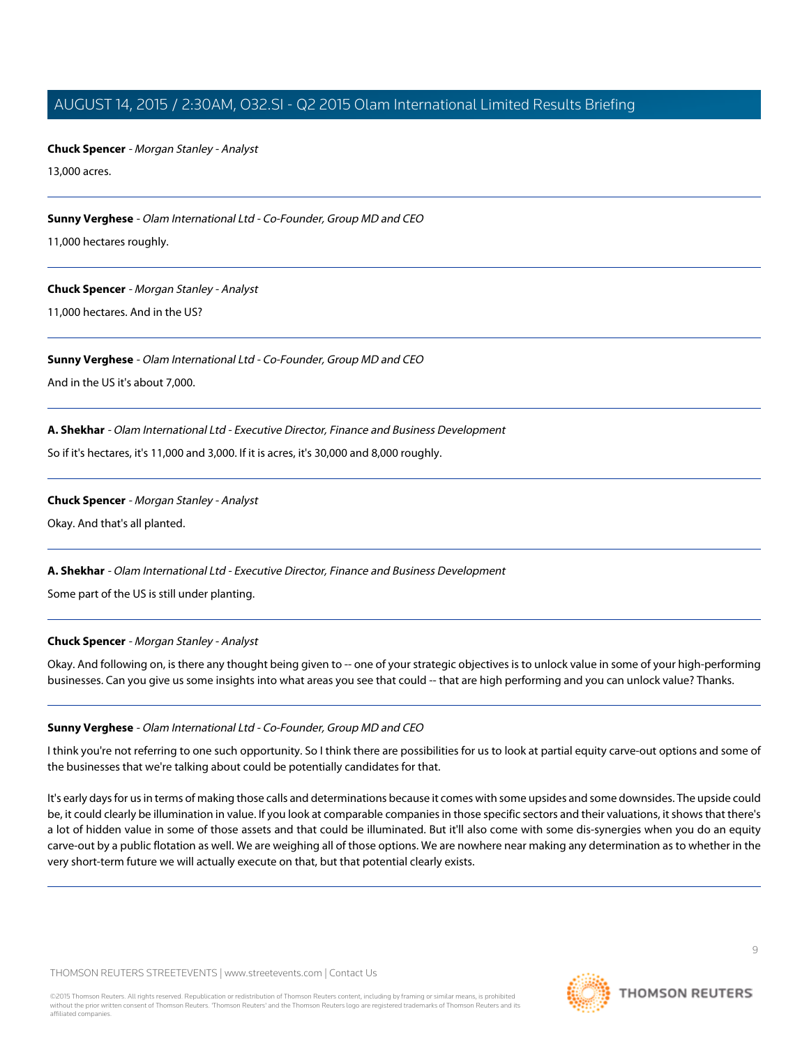**Chuck Spencer** - *Morgan Stanley - Analyst*

13,000 acres.

---

**Sunny Verghese** - *Olam International Ltd - Co-Founder, Group MD and CEO*

11,000 hectares roughly.

---

**Chuck Spencer** - *Morgan Stanley - Analyst*

11,000 hectares. And in the US?

---

**Sunny Verghese** - *Olam International Ltd - Co-Founder, Group MD and CEO*

And in the US it's about 7,000.

---

**A. Shekhar** - *Olam International Ltd - Executive Director, Finance and Business Development*

So if it's hectares, it's 11,000 and 3,000. If it is acres, it's 30,000 and 8,000 roughly.

---

**Chuck Spencer** - *Morgan Stanley - Analyst*

Okay. And that's all planted.

---

**A. Shekhar** - *Olam International Ltd - Executive Director, Finance and Business Development*

Some part of the US is still under planting.

---

**Chuck Spencer** - *Morgan Stanley - Analyst*

Okay. And following on, is there any thought being given to -- one of your strategic objectives is to unlock value in some of your high-performing businesses. Can you give us some insights into what areas you see that could -- that are high performing and you can unlock value? Thanks.

---

**Sunny Verghese** - *Olam International Ltd - Co-Founder, Group MD and CEO*

I think you're not referring to one such opportunity. So I think there are possibilities for us to look at partial equity carve-out options and some of the businesses that we're talking about could be potentially candidates for that.

It's early days for us in terms of making those calls and determinations because it comes with some upsides and some downsides. The upside could be, it could clearly be illumination in value. If you look at comparable companies in those specific sectors and their valuations, it shows that there's a lot of hidden value in some of those assets and that could be illuminated. But it'll also come with some dis-synergies when you do an equity carve-out by a public flotation as well. We are weighing all of those options. We are nowhere near making any determination as to whether in the very short-term future we will actually execute on that, but that potential clearly exists.

---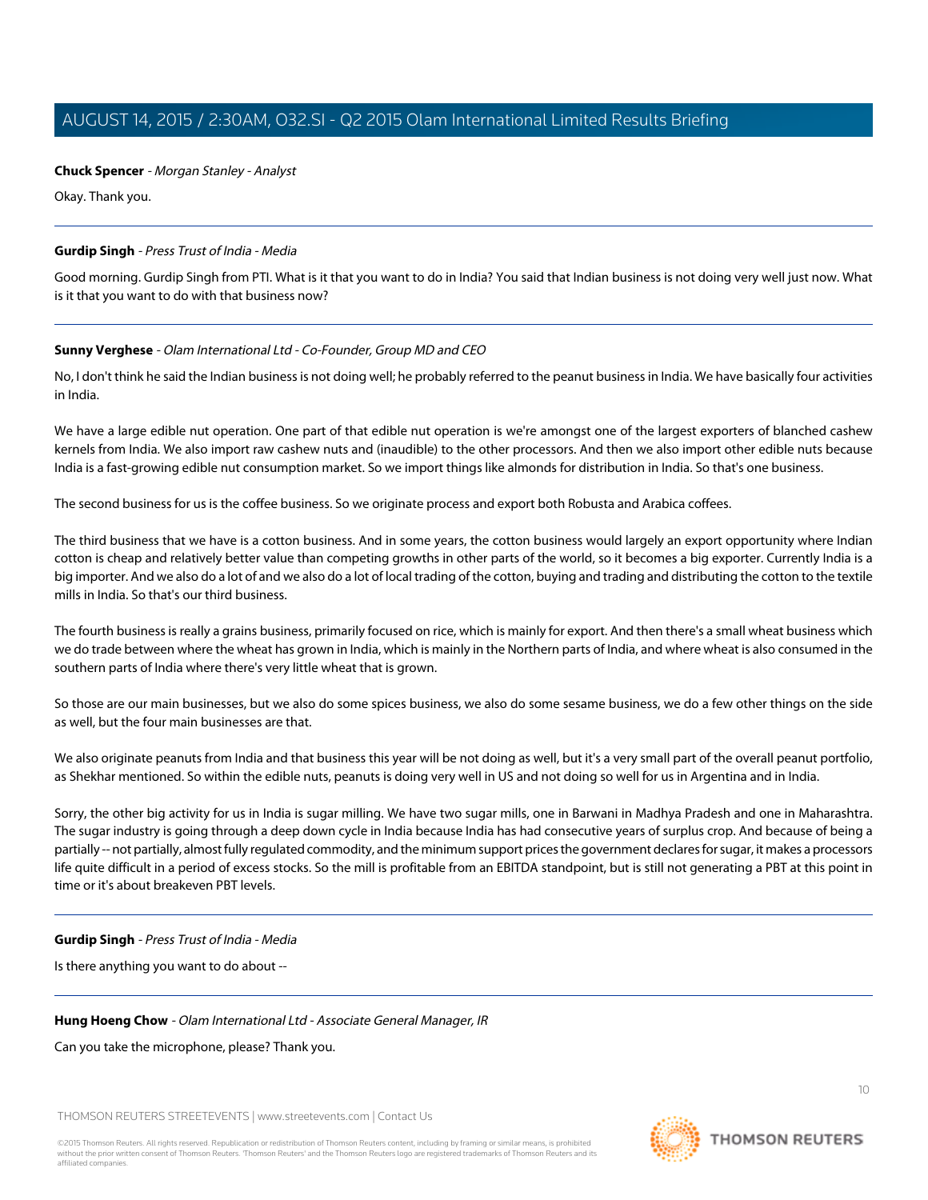**Chuck Spencer** - *Morgan Stanley - Analyst*

Okay. Thank you.

---

**Gurdip Singh** - *Press Trust of India - Media*

Good morning. Gurdip Singh from PTI. What is it that you want to do in India? You said that Indian business is not doing very well just now. What is it that you want to do with that business now?

---

**Sunny Verghese** - *Olam International Ltd - Co-Founder, Group MD and CEO*

No, I don't think he said the Indian business is not doing well; he probably referred to the peanut business in India. We have basically four activities in India.

We have a large edible nut operation. One part of that edible nut operation is we're amongst one of the largest exporters of blanched cashew kernels from India. We also import raw cashew nuts and (inaudible) to the other processors. And then we also import other edible nuts because India is a fast-growing edible nut consumption market. So we import things like almonds for distribution in India. So that's one business.

The second business for us is the coffee business. So we originate process and export both Robusta and Arabica coffees.

The third business that we have is a cotton business. And in some years, the cotton business would largely an export opportunity where Indian cotton is cheap and relatively better value than competing growths in other parts of the world, so it becomes a big exporter. Currently India is a big importer. And we also do a lot of and we also do a lot of local trading of the cotton, buying and trading and distributing the cotton to the textile mills in India. So that's our third business.

The fourth business is really a grains business, primarily focused on rice, which is mainly for export. And then there's a small wheat business which we do trade between where the wheat has grown in India, which is mainly in the Northern parts of India, and where wheat is also consumed in the southern parts of India where there's very little wheat that is grown.

So those are our main businesses, but we also do some spices business, we also do some sesame business, we do a few other things on the side as well, but the four main businesses are that.

We also originate peanuts from India and that business this year will be not doing as well, but it's a very small part of the overall peanut portfolio, as Shekhar mentioned. So within the edible nuts, peanuts is doing very well in US and not doing so well for us in Argentina and in India.

Sorry, the other big activity for us in India is sugar milling. We have two sugar mills, one in Barwani in Madhya Pradesh and one in Maharashtra. The sugar industry is going through a deep down cycle in India because India has had consecutive years of surplus crop. And because of being a partially -- not partially, almost fully regulated commodity, and the minimum support prices the government declares for sugar, it makes a processors life quite difficult in a period of excess stocks. So the mill is profitable from an EBITDA standpoint, but is still not generating a PBT at this point in time or it's about breakeven PBT levels.

---

**Gurdip Singh** - *Press Trust of India - Media*

Is there anything you want to do about --

---

**Hung Hoeng Chow** - *Olam International Ltd - Associate General Manager, IR*

Can you take the microphone, please? Thank you.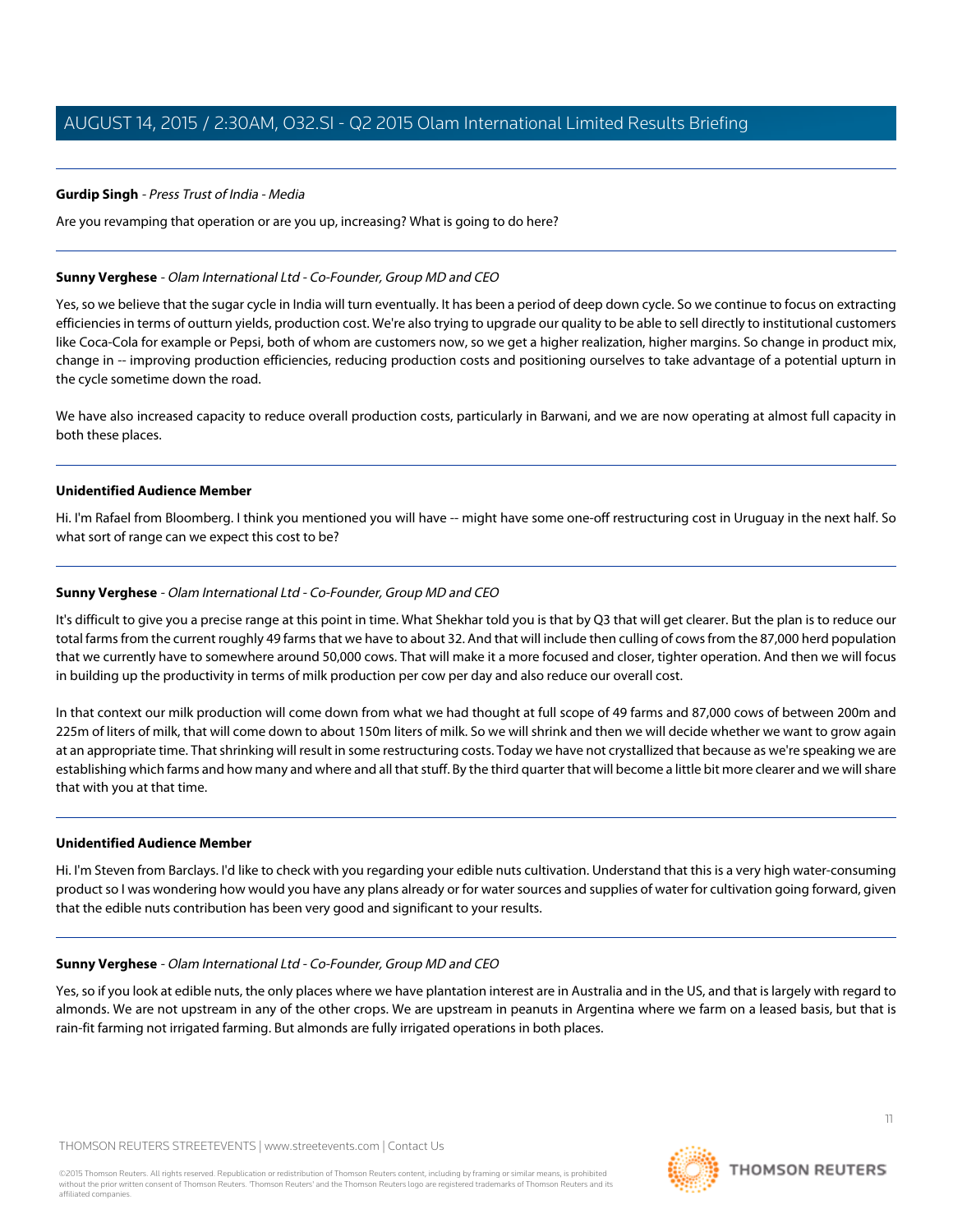**Gurdip Singh** - *Press Trust of India - Media*

Are you revamping that operation or are you up, increasing? What is going to do here?

---

**Sunny Verghese** - *Olam International Ltd - Co-Founder, Group MD and CEO*

Yes, so we believe that the sugar cycle in India will turn eventually. It has been a period of deep down cycle. So we continue to focus on extracting efficiencies in terms of outturn yields, production cost. We're also trying to upgrade our quality to be able to sell directly to institutional customers like Coca-Cola for example or Pepsi, both of whom are customers now, so we get a higher realization, higher margins. So change in product mix, change in -- improving production efficiencies, reducing production costs and positioning ourselves to take advantage of a potential upturn in the cycle sometime down the road.

We have also increased capacity to reduce overall production costs, particularly in Barwani, and we are now operating at almost full capacity in both these places.

---

**Unidentified Audience Member**

Hi. I'm Rafael from Bloomberg. I think you mentioned you will have -- might have some one-off restructuring cost in Uruguay in the next half. So what sort of range can we expect this cost to be?

---

**Sunny Verghese** - *Olam International Ltd - Co-Founder, Group MD and CEO*

It's difficult to give you a precise range at this point in time. What Shekhar told you is that by Q3 that will get clearer. But the plan is to reduce our total farms from the current roughly 49 farms that we have to about 32. And that will include then culling of cows from the 87,000 herd population that we currently have to somewhere around 50,000 cows. That will make it a more focused and closer, tighter operation. And then we will focus in building up the productivity in terms of milk production per cow per day and also reduce our overall cost.

In that context our milk production will come down from what we had thought at full scope of 49 farms and 87,000 cows of between 200m and 225m of liters of milk, that will come down to about 150m liters of milk. So we will shrink and then we will decide whether we want to grow again at an appropriate time. That shrinking will result in some restructuring costs. Today we have not crystallized that because as we're speaking we are establishing which farms and how many and where and all that stuff. By the third quarter that will become a little bit more clearer and we will share that with you at that time.

---

**Unidentified Audience Member**

Hi. I'm Steven from Barclays. I'd like to check with you regarding your edible nuts cultivation. Understand that this is a very high water-consuming product so I was wondering how would you have any plans already or for water sources and supplies of water for cultivation going forward, given that the edible nuts contribution has been very good and significant to your results.

---

**Sunny Verghese** - *Olam International Ltd - Co-Founder, Group MD and CEO*

Yes, so if you look at edible nuts, the only places where we have plantation interest are in Australia and in the US, and that is largely with regard to almonds. We are not upstream in any of the other crops. We are upstream in peanuts in Argentina where we farm on a leased basis, but that is rain-fit farming not irrigated farming. But almonds are fully irrigated operations in both places.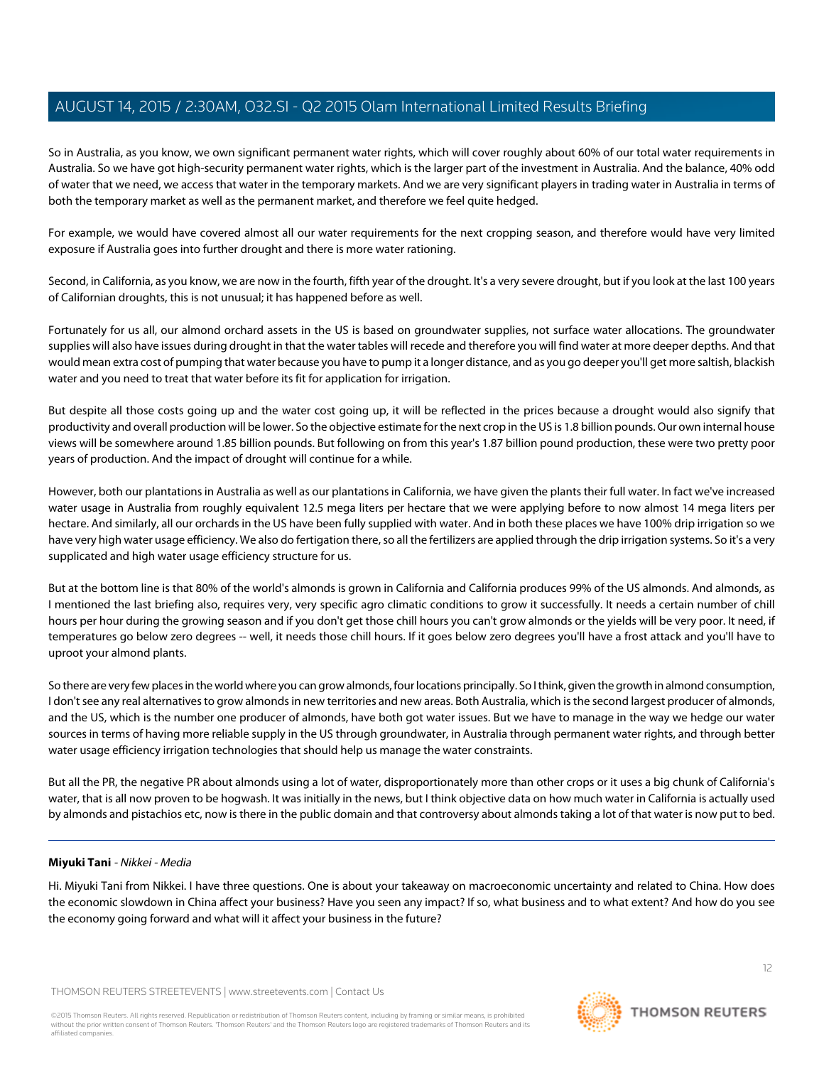So in Australia, as you know, we own significant permanent water rights, which will cover roughly about 60% of our total water requirements in Australia. So we have got high-security permanent water rights, which is the larger part of the investment in Australia. And the balance, 40% odd of water that we need, we access that water in the temporary markets. And we are very significant players in trading water in Australia in terms of both the temporary market as well as the permanent market, and therefore we feel quite hedged.

For example, we would have covered almost all our water requirements for the next cropping season, and therefore would have very limited exposure if Australia goes into further drought and there is more water rationing.

Second, in California, as you know, we are now in the fourth, fifth year of the drought. It's a very severe drought, but if you look at the last 100 years of Californian droughts, this is not unusual; it has happened before as well.

Fortunately for us all, our almond orchard assets in the US is based on groundwater supplies, not surface water allocations. The groundwater supplies will also have issues during drought in that the water tables will recede and therefore you will find water at more deeper depths. And that would mean extra cost of pumping that water because you have to pump it a longer distance, and as you go deeper you'll get more saltish, blackish water and you need to treat that water before its fit for application for irrigation.

But despite all those costs going up and the water cost going up, it will be reflected in the prices because a drought would also signify that productivity and overall production will be lower. So the objective estimate for the next crop in the US is 1.8 billion pounds. Our own internal house views will be somewhere around 1.85 billion pounds. But following on from this year's 1.87 billion pound production, these were two pretty poor years of production. And the impact of drought will continue for a while.

However, both our plantations in Australia as well as our plantations in California, we have given the plants their full water. In fact we've increased water usage in Australia from roughly equivalent 12.5 mega liters per hectare that we were applying before to now almost 14 mega liters per hectare. And similarly, all our orchards in the US have been fully supplied with water. And in both these places we have 100% drip irrigation so we have very high water usage efficiency. We also do fertigation there, so all the fertilizers are applied through the drip irrigation systems. So it's a very supplicated and high water usage efficiency structure for us.

But at the bottom line is that 80% of the world's almonds is grown in California and California produces 99% of the US almonds. And almonds, as I mentioned the last briefing also, requires very, very specific agro climatic conditions to grow it successfully. It needs a certain number of chill hours per hour during the growing season and if you don't get those chill hours you can't grow almonds or the yields will be very poor. It need, if temperatures go below zero degrees -- well, it needs those chill hours. If it goes below zero degrees you'll have a frost attack and you'll have to uproot your almond plants.

So there are very few places in the world where you can grow almonds, four locations principally. So I think, given the growth in almond consumption, I don't see any real alternatives to grow almonds in new territories and new areas. Both Australia, which is the second largest producer of almonds, and the US, which is the number one producer of almonds, have both got water issues. But we have to manage in the way we hedge our water sources in terms of having more reliable supply in the US through groundwater, in Australia through permanent water rights, and through better water usage efficiency irrigation technologies that should help us manage the water constraints.

But all the PR, the negative PR about almonds using a lot of water, disproportionately more than other crops or it uses a big chunk of California's water, that is all now proven to be hogwash. It was initially in the news, but I think objective data on how much water in California is actually used by almonds and pistachios etc, now is there in the public domain and that controversy about almonds taking a lot of that water is now put to bed.

---

**Miyuki Tani** - *Nikkei - Media*

Hi. Miyuki Tani from Nikkei. I have three questions. One is about your takeaway on macroeconomic uncertainty and related to China. How does the economic slowdown in China affect your business? Have you seen any impact? If so, what business and to what extent? And how do you see the economy going forward and what will it affect your business in the future?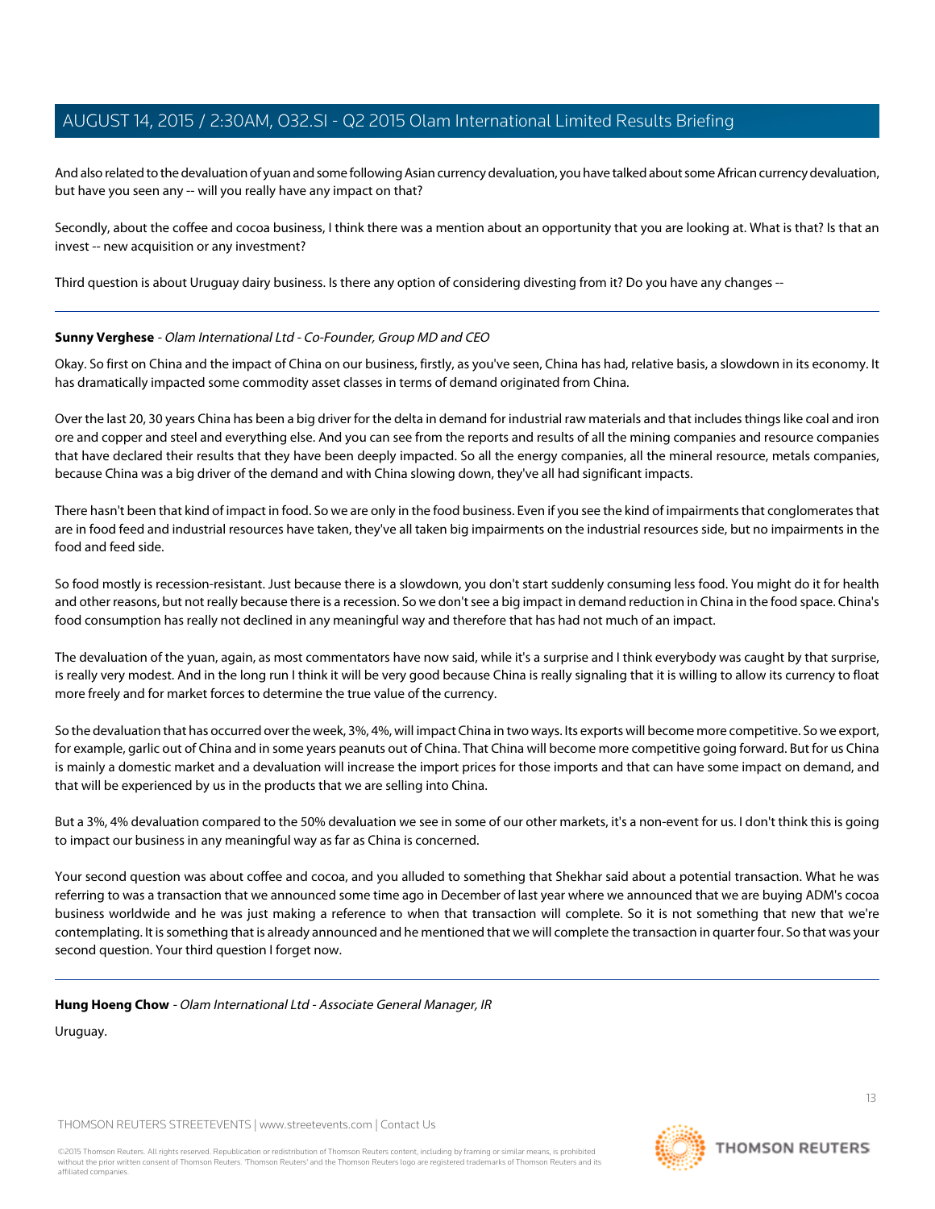And also related to the devaluation of yuan and some following Asian currency devaluation, you have talked about some African currency devaluation, but have you seen any -- will you really have any impact on that?

Secondly, about the coffee and cocoa business, I think there was a mention about an opportunity that you are looking at. What is that? Is that an invest -- new acquisition or any investment?

Third question is about Uruguay dairy business. Is there any option of considering divesting from it? Do you have any changes --

---

**Sunny Verghese** - *Olam International Ltd - Co-Founder, Group MD and CEO*

Okay. So first on China and the impact of China on our business, firstly, as you've seen, China has had, relative basis, a slowdown in its economy. It has dramatically impacted some commodity asset classes in terms of demand originated from China.

Over the last 20, 30 years China has been a big driver for the delta in demand for industrial raw materials and that includes things like coal and iron ore and copper and steel and everything else. And you can see from the reports and results of all the mining companies and resource companies that have declared their results that they have been deeply impacted. So all the energy companies, all the mineral resource, metals companies, because China was a big driver of the demand and with China slowing down, they've all had significant impacts.

There hasn't been that kind of impact in food. So we are only in the food business. Even if you see the kind of impairments that conglomerates that are in food feed and industrial resources have taken, they've all taken big impairments on the industrial resources side, but no impairments in the food and feed side.

So food mostly is recession-resistant. Just because there is a slowdown, you don't start suddenly consuming less food. You might do it for health and other reasons, but not really because there is a recession. So we don't see a big impact in demand reduction in China in the food space. China's food consumption has really not declined in any meaningful way and therefore that has had not much of an impact.

The devaluation of the yuan, again, as most commentators have now said, while it's a surprise and I think everybody was caught by that surprise, is really very modest. And in the long run I think it will be very good because China is really signaling that it is willing to allow its currency to float more freely and for market forces to determine the true value of the currency.

So the devaluation that has occurred over the week, 3%, 4%, will impact China in two ways. Its exports will become more competitive. So we export, for example, garlic out of China and in some years peanuts out of China. That China will become more competitive going forward. But for us China is mainly a domestic market and a devaluation will increase the import prices for those imports and that can have some impact on demand, and that will be experienced by us in the products that we are selling into China.

But a 3%, 4% devaluation compared to the 50% devaluation we see in some of our other markets, it's a non-event for us. I don't think this is going to impact our business in any meaningful way as far as China is concerned.

Your second question was about coffee and cocoa, and you alluded to something that Shekhar said about a potential transaction. What he was referring to was a transaction that we announced some time ago in December of last year where we announced that we are buying ADM's cocoa business worldwide and he was just making a reference to when that transaction will complete. So it is not something that new that we're contemplating. It is something that is already announced and he mentioned that we will complete the transaction in quarter four. So that was your second question. Your third question I forget now.

---

**Hung Hoeng Chow** - *Olam International Ltd - Associate General Manager, IR*

Uruguay.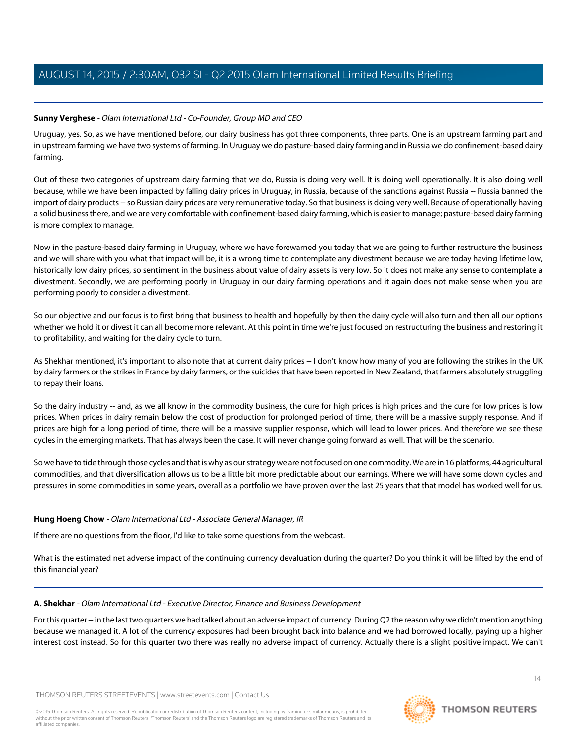**Sunny Verghese** - *Olam International Ltd - Co-Founder, Group MD and CEO*

Uruguay, yes. So, as we have mentioned before, our dairy business has got three components, three parts. One is an upstream farming part and in upstream farming we have two systems of farming. In Uruguay we do pasture-based dairy farming and in Russia we do confinement-based dairy farming.

Out of these two categories of upstream dairy farming that we do, Russia is doing very well. It is doing well operationally. It is also doing well because, while we have been impacted by falling dairy prices in Uruguay, in Russia, because of the sanctions against Russia -- Russia banned the import of dairy products -- so Russian dairy prices are very remunerative today. So that business is doing very well. Because of operationally having a solid business there, and we are very comfortable with confinement-based dairy farming, which is easier to manage; pasture-based dairy farming is more complex to manage.

Now in the pasture-based dairy farming in Uruguay, where we have forewarned you today that we are going to further restructure the business and we will share with you what that impact will be, it is a wrong time to contemplate any divestment because we are today having lifetime low, historically low dairy prices, so sentiment in the business about value of dairy assets is very low. So it does not make any sense to contemplate a divestment. Secondly, we are performing poorly in Uruguay in our dairy farming operations and it again does not make sense when you are performing poorly to consider a divestment.

So our objective and our focus is to first bring that business to health and hopefully by then the dairy cycle will also turn and then all our options whether we hold it or divest it can all become more relevant. At this point in time we're just focused on restructuring the business and restoring it to profitability, and waiting for the dairy cycle to turn.

As Shekhar mentioned, it's important to also note that at current dairy prices -- I don't know how many of you are following the strikes in the UK by dairy farmers or the strikes in France by dairy farmers, or the suicides that have been reported in New Zealand, that farmers absolutely struggling to repay their loans.

So the dairy industry -- and, as we all know in the commodity business, the cure for high prices is high prices and the cure for low prices is low prices. When prices in dairy remain below the cost of production for prolonged period of time, there will be a massive supply response. And if prices are high for a long period of time, there will be a massive supplier response, which will lead to lower prices. And therefore we see these cycles in the emerging markets. That has always been the case. It will never change going forward as well. That will be the scenario.

So we have to tide through those cycles and that is why as our strategy we are not focused on one commodity. We are in 16 platforms, 44 agricultural commodities, and that diversification allows us to be a little bit more predictable about our earnings. Where we will have some down cycles and pressures in some commodities in some years, overall as a portfolio we have proven over the last 25 years that that model has worked well for us.

---

**Hung Hoeng Chow** - *Olam International Ltd - Associate General Manager, IR*

If there are no questions from the floor, I'd like to take some questions from the webcast.

What is the estimated net adverse impact of the continuing currency devaluation during the quarter? Do you think it will be lifted by the end of this financial year?

---

**A. Shekhar** - *Olam International Ltd - Executive Director, Finance and Business Development*

For this quarter -- in the last two quarters we had talked about an adverse impact of currency. During Q2 the reason why we didn't mention anything because we managed it. A lot of the currency exposures had been brought back into balance and we had borrowed locally, paying up a higher interest cost instead. So for this quarter two there was really no adverse impact of currency. Actually there is a slight positive impact. We can't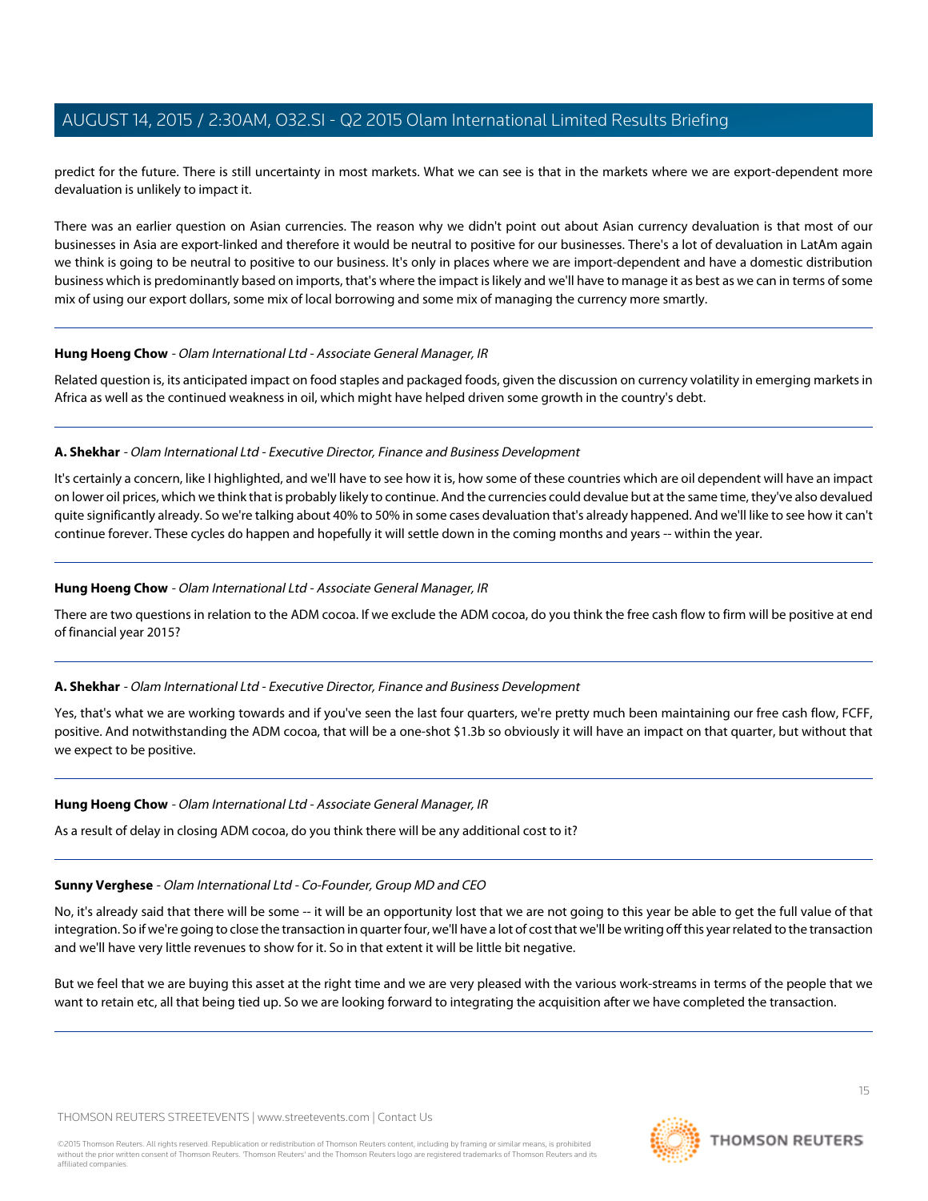predict for the future. There is still uncertainty in most markets. What we can see is that in the markets where we are export-dependent more devaluation is unlikely to impact it.

There was an earlier question on Asian currencies. The reason why we didn't point out about Asian currency devaluation is that most of our businesses in Asia are export-linked and therefore it would be neutral to positive for our businesses. There's a lot of devaluation in LatAm again we think is going to be neutral to positive to our business. It's only in places where we are import-dependent and have a domestic distribution business which is predominantly based on imports, that's where the impact is likely and we'll have to manage it as best as we can in terms of some mix of using our export dollars, some mix of local borrowing and some mix of managing the currency more smartly.

---

**Hung Hoeng Chow** - *Olam International Ltd - Associate General Manager, IR*

Related question is, its anticipated impact on food staples and packaged foods, given the discussion on currency volatility in emerging markets in Africa as well as the continued weakness in oil, which might have helped driven some growth in the country's debt.

---

**A. Shekhar** - *Olam International Ltd - Executive Director, Finance and Business Development*

It's certainly a concern, like I highlighted, and we'll have to see how it is, how some of these countries which are oil dependent will have an impact on lower oil prices, which we think that is probably likely to continue. And the currencies could devalue but at the same time, they've also devalued quite significantly already. So we're talking about 40% to 50% in some cases devaluation that's already happened. And we'll like to see how it can't continue forever. These cycles do happen and hopefully it will settle down in the coming months and years -- within the year.

---

**Hung Hoeng Chow** - *Olam International Ltd - Associate General Manager, IR*

There are two questions in relation to the ADM cocoa. If we exclude the ADM cocoa, do you think the free cash flow to firm will be positive at end of financial year 2015?

---

**A. Shekhar** - *Olam International Ltd - Executive Director, Finance and Business Development*

Yes, that's what we are working towards and if you've seen the last four quarters, we're pretty much been maintaining our free cash flow, FCFF, positive. And notwithstanding the ADM cocoa, that will be a one-shot $1.3b so obviously it will have an impact on that quarter, but without that we expect to be positive.

---

**Hung Hoeng Chow** - *Olam International Ltd - Associate General Manager, IR*

As a result of delay in closing ADM cocoa, do you think there will be any additional cost to it?

---

**Sunny Verghese** - *Olam International Ltd - Co-Founder, Group MD and CEO*

No, it's already said that there will be some -- it will be an opportunity lost that we are not going to this year be able to get the full value of that integration. So if we're going to close the transaction in quarter four, we'll have a lot of cost that we'll be writing off this year related to the transaction and we'll have very little revenues to show for it. So in that extent it will be little bit negative.

But we feel that we are buying this asset at the right time and we are very pleased with the various work-streams in terms of the people that we want to retain etc, all that being tied up. So we are looking forward to integrating the acquisition after we have completed the transaction.

---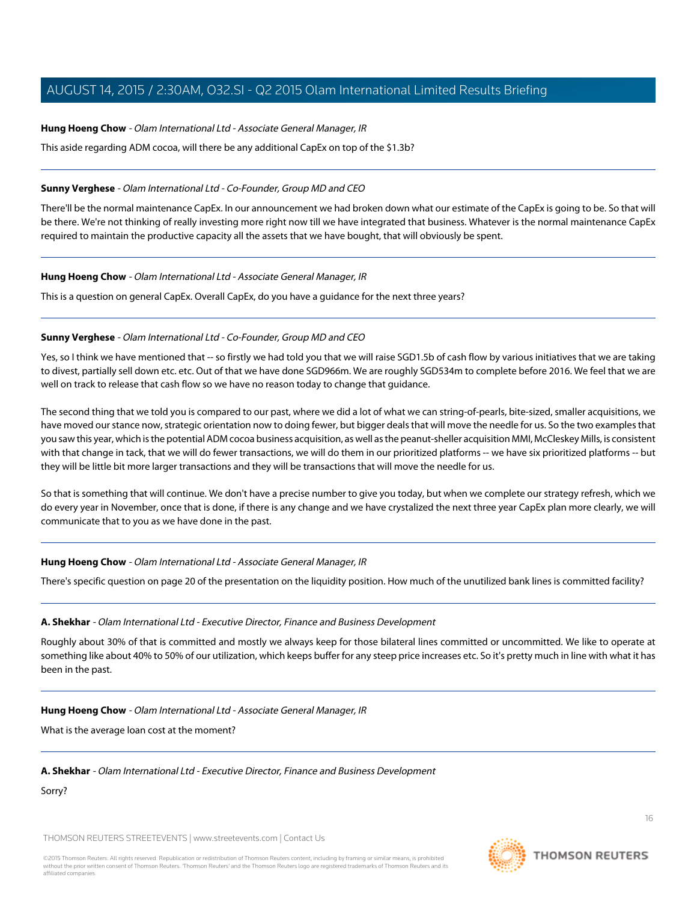**Hung Hoeng Chow** - *Olam International Ltd - Associate General Manager, IR*

This aside regarding ADM cocoa, will there be any additional CapEx on top of the $1.3b?

---

**Sunny Verghese** - *Olam International Ltd - Co-Founder, Group MD and CEO*

There'll be the normal maintenance CapEx. In our announcement we had broken down what our estimate of the CapEx is going to be. So that will be there. We're not thinking of really investing more right now till we have integrated that business. Whatever is the normal maintenance CapEx required to maintain the productive capacity all the assets that we have bought, that will obviously be spent.

---

**Hung Hoeng Chow** - *Olam International Ltd - Associate General Manager, IR*

This is a question on general CapEx. Overall CapEx, do you have a guidance for the next three years?

---

**Sunny Verghese** - *Olam International Ltd - Co-Founder, Group MD and CEO*

Yes, so I think we have mentioned that -- so firstly we had told you that we will raise SGD1.5b of cash flow by various initiatives that we are taking to divest, partially sell down etc. etc. Out of that we have done SGD966m. We are roughly SGD534m to complete before 2016. We feel that we are well on track to release that cash flow so we have no reason today to change that guidance.

The second thing that we told you is compared to our past, where we did a lot of what we can string-of-pearls, bite-sized, smaller acquisitions, we have moved our stance now, strategic orientation now to doing fewer, but bigger deals that will move the needle for us. So the two examples that you saw this year, which is the potential ADM cocoa business acquisition, as well as the peanut-sheller acquisition MMI, McCleskey Mills, is consistent with that change in tack, that we will do fewer transactions, we will do them in our prioritized platforms -- we have six prioritized platforms -- but they will be little bit more larger transactions and they will be transactions that will move the needle for us.

So that is something that will continue. We don't have a precise number to give you today, but when we complete our strategy refresh, which we do every year in November, once that is done, if there is any change and we have crystalized the next three year CapEx plan more clearly, we will communicate that to you as we have done in the past.

---

**Hung Hoeng Chow** - *Olam International Ltd - Associate General Manager, IR*

There's specific question on page 20 of the presentation on the liquidity position. How much of the unutilized bank lines is committed facility?

---

**A. Shekhar** - *Olam International Ltd - Executive Director, Finance and Business Development*

Roughly about 30% of that is committed and mostly we always keep for those bilateral lines committed or uncommitted. We like to operate at something like about 40% to 50% of our utilization, which keeps buffer for any steep price increases etc. So it's pretty much in line with what it has been in the past.

---

**Hung Hoeng Chow** - *Olam International Ltd - Associate General Manager, IR*

What is the average loan cost at the moment?

---

**A. Shekhar** - *Olam International Ltd - Executive Director, Finance and Business Development*

Sorry?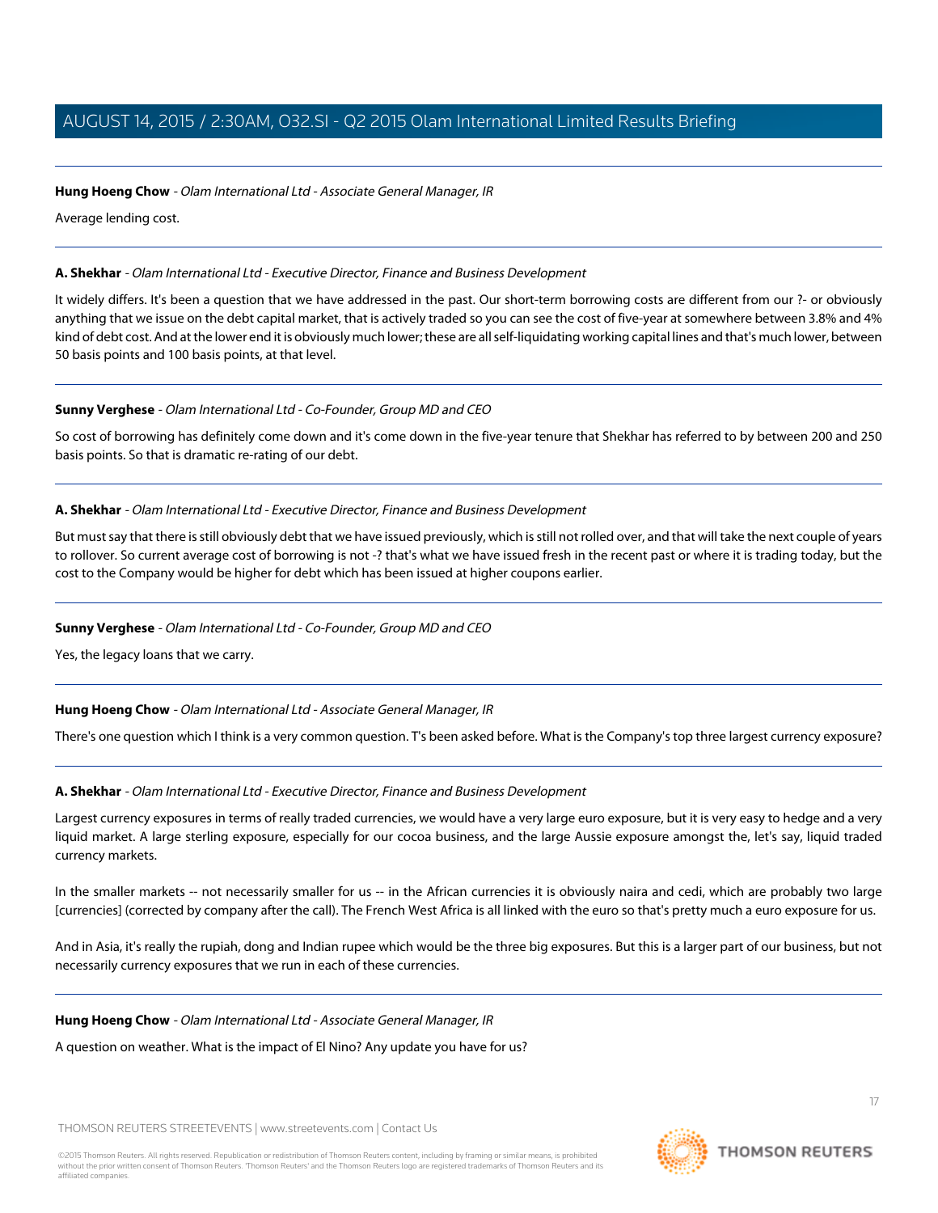**Hung Hoeng Chow** - *Olam International Ltd - Associate General Manager, IR*

Average lending cost.

---

**A. Shekhar** - *Olam International Ltd - Executive Director, Finance and Business Development*

It widely differs. It's been a question that we have addressed in the past. Our short-term borrowing costs are different from our ?- or obviously anything that we issue on the debt capital market, that is actively traded so you can see the cost of five-year at somewhere between 3.8% and 4% kind of debt cost. And at the lower end it is obviously much lower; these are all self-liquidating working capital lines and that's much lower, between 50 basis points and 100 basis points, at that level.

---

**Sunny Verghese** - *Olam International Ltd - Co-Founder, Group MD and CEO*

So cost of borrowing has definitely come down and it's come down in the five-year tenure that Shekhar has referred to by between 200 and 250 basis points. So that is dramatic re-rating of our debt.

---

**A. Shekhar** - *Olam International Ltd - Executive Director, Finance and Business Development*

But must say that there is still obviously debt that we have issued previously, which is still not rolled over, and that will take the next couple of years to rollover. So current average cost of borrowing is not -? that's what we have issued fresh in the recent past or where it is trading today, but the cost to the Company would be higher for debt which has been issued at higher coupons earlier.

---

**Sunny Verghese** - *Olam International Ltd - Co-Founder, Group MD and CEO*

Yes, the legacy loans that we carry.

---

**Hung Hoeng Chow** - *Olam International Ltd - Associate General Manager, IR*

There's one question which I think is a very common question. T's been asked before. What is the Company's top three largest currency exposure?

---

**A. Shekhar** - *Olam International Ltd - Executive Director, Finance and Business Development*

Largest currency exposures in terms of really traded currencies, we would have a very large euro exposure, but it is very easy to hedge and a very liquid market. A large sterling exposure, especially for our cocoa business, and the large Aussie exposure amongst the, let's say, liquid traded currency markets.

In the smaller markets -- not necessarily smaller for us -- in the African currencies it is obviously naira and cedi, which are probably two large [currencies] (corrected by company after the call). The French West Africa is all linked with the euro so that's pretty much a euro exposure for us.

And in Asia, it's really the rupiah, dong and Indian rupee which would be the three big exposures. But this is a larger part of our business, but not necessarily currency exposures that we run in each of these currencies.

---

**Hung Hoeng Chow** - *Olam International Ltd - Associate General Manager, IR*

A question on weather. What is the impact of El Nino? Any update you have for us?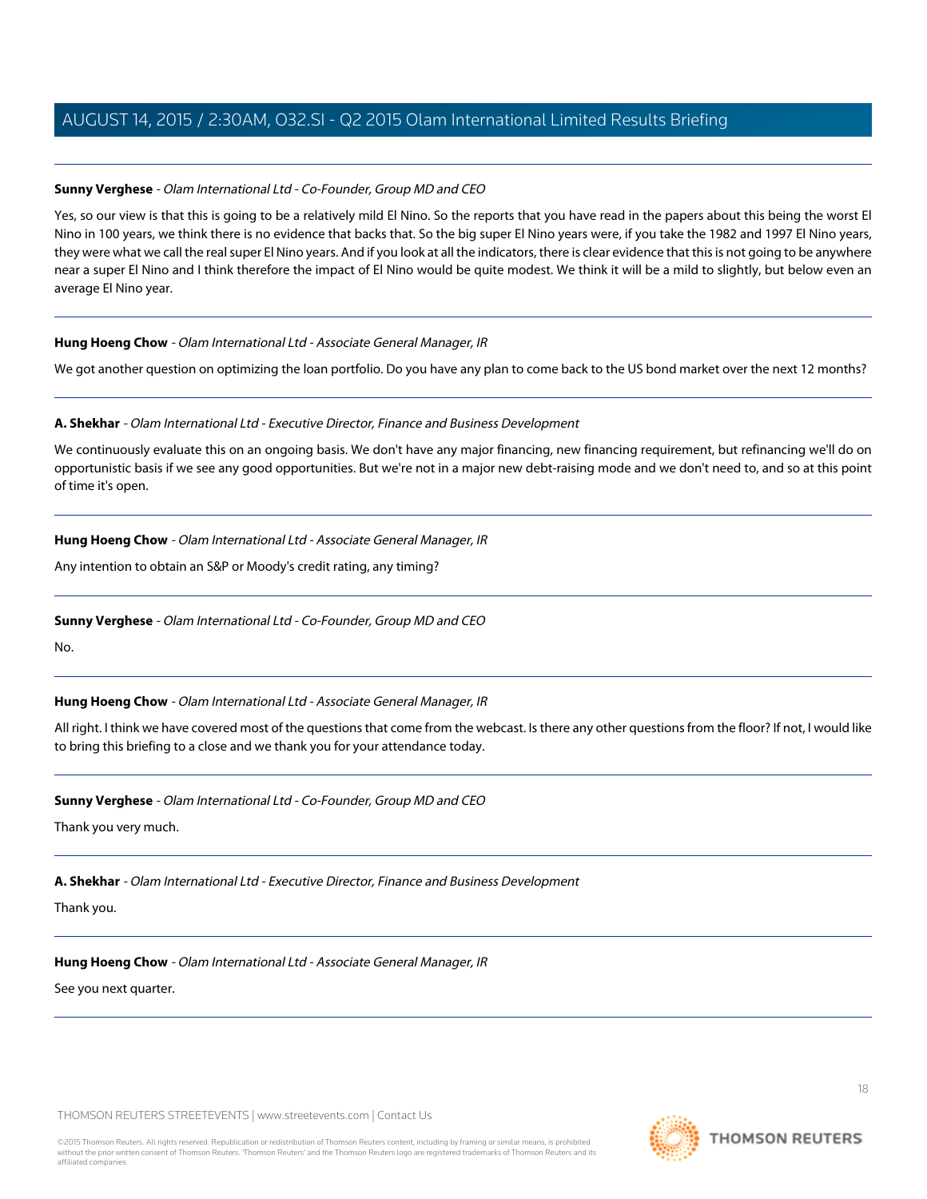**Sunny Verghese** - *Olam International Ltd - Co-Founder, Group MD and CEO*

Yes, so our view is that this is going to be a relatively mild El Nino. So the reports that you have read in the papers about this being the worst El Nino in 100 years, we think there is no evidence that backs that. So the big super El Nino years were, if you take the 1982 and 1997 El Nino years, they were what we call the real super El Nino years. And if you look at all the indicators, there is clear evidence that this is not going to be anywhere near a super El Nino and I think therefore the impact of El Nino would be quite modest. We think it will be a mild to slightly, but below even an average El Nino year.

---

**Hung Hoeng Chow** - *Olam International Ltd - Associate General Manager, IR*

We got another question on optimizing the loan portfolio. Do you have any plan to come back to the US bond market over the next 12 months?

---

**A. Shekhar** - *Olam International Ltd - Executive Director, Finance and Business Development*

We continuously evaluate this on an ongoing basis. We don't have any major financing, new financing requirement, but refinancing we'll do on opportunistic basis if we see any good opportunities. But we're not in a major new debt-raising mode and we don't need to, and so at this point of time it's open.

---

**Hung Hoeng Chow** - *Olam International Ltd - Associate General Manager, IR*

Any intention to obtain an S&P or Moody's credit rating, any timing?

---

**Sunny Verghese** - *Olam International Ltd - Co-Founder, Group MD and CEO*

No.

---

**Hung Hoeng Chow** - *Olam International Ltd - Associate General Manager, IR*

All right. I think we have covered most of the questions that come from the webcast. Is there any other questions from the floor? If not, I would like to bring this briefing to a close and we thank you for your attendance today.

---

**Sunny Verghese** - *Olam International Ltd - Co-Founder, Group MD and CEO*

Thank you very much.

---

**A. Shekhar** - *Olam International Ltd - Executive Director, Finance and Business Development*

Thank you.

---

**Hung Hoeng Chow** - *Olam International Ltd - Associate General Manager, IR*

See you next quarter.

---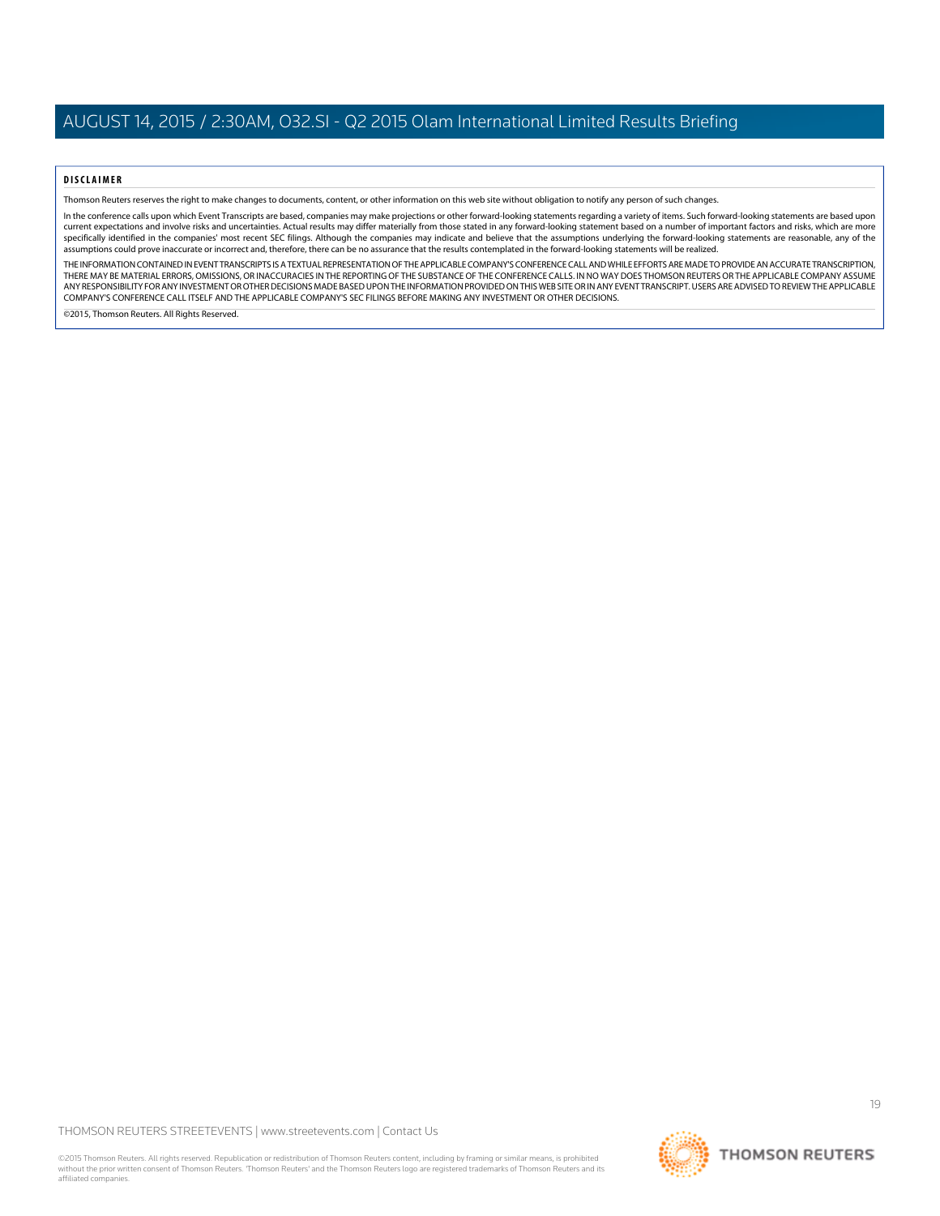## DISCLAIMER

Thomson Reuters reserves the right to make changes to documents, content, or other information on this web site without obligation to notify any person of such changes.

In the conference calls upon which Event Transcripts are based, companies may make projections or other forward-looking statements regarding a variety of items. Such forward-looking statements are based upon current expectations and involve risks and uncertainties. Actual results may differ materially from those stated in any forward-looking statement based on a number of important factors and risks, which are more specifically identified in the companies' most recent SEC filings. Although the companies may indicate and believe that the assumptions underlying the forward-looking statements are reasonable, any of the assumptions could prove inaccurate or incorrect and, therefore, there can be no assurance that the results contemplated in the forward-looking statements will be realized.

THE INFORMATION CONTAINED IN EVENT TRANSCRIPTS IS A TEXTUAL REPRESENTATION OF THE APPLICABLE COMPANY'S CONFERENCE CALL AND WHILE EFFORTS ARE MADE TO PROVIDE AN ACCURATE TRANSCRIPTION, THERE MAY BE MATERIAL ERRORS, OMISSIONS, OR INACCURACIES IN THE REPORTING OF THE SUBSTANCE OF THE CONFERENCE CALLS. IN NO WAY DOES THOMSON REUTERS OR THE APPLICABLE COMPANY ASSUME ANY RESPONSIBILITY FOR ANY INVESTMENT OR OTHER DECISIONS MADE BASED UPON THE INFORMATION PROVIDED ON THIS WEB SITE OR IN ANY EVENT TRANSCRIPT. USERS ARE ADVISED TO REVIEW THE APPLICABLE COMPANY'S CONFERENCE CALL ITSELF AND THE APPLICABLE COMPANY'S SEC FILINGS BEFORE MAKING ANY INVESTMENT OR OTHER DECISIONS.

©2015, Thomson Reuters. All Rights Reserved.